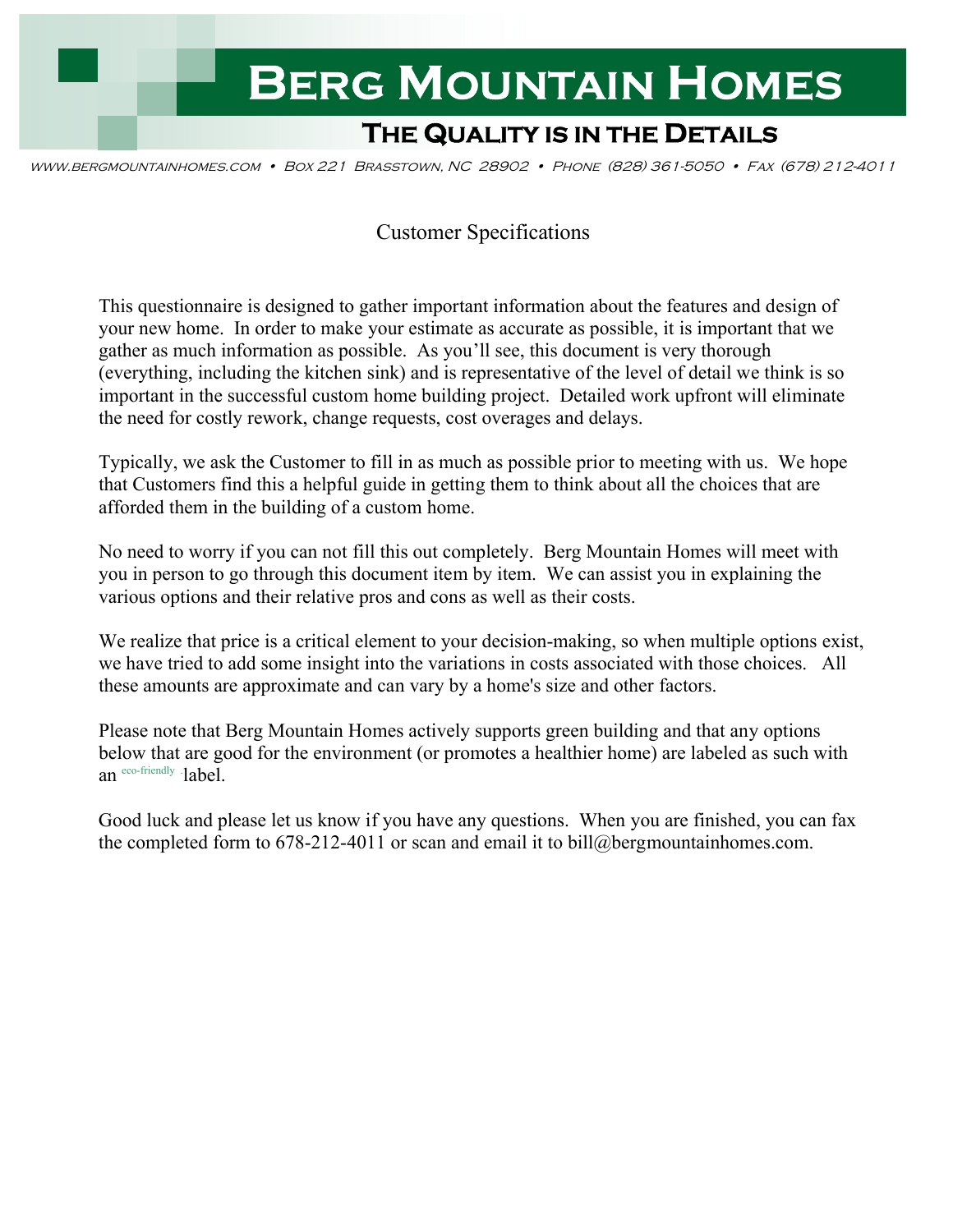# Berg Mountain Homes

## The Quality is in the Details

*www.bergmountainhomes.com • Box 221 Brasstown, NC 28902 • Phone (828) 361-5050 • Fax (678) 212-4011*

### Customer Specifications

This questionnaire is designed to gather important information about the features and design of your new home. In order to make your estimate as accurate as possible, it is important that we gather as much information as possible. As you'll see, this document is very thorough (everything, including the kitchen sink) and is representative of the level of detail we think is so important in the successful custom home building project. Detailed work upfront will eliminate the need for costly rework, change requests, cost overages and delays.

Typically, we ask the Customer to fill in as much as possible prior to meeting with us. We hope that Customers find this a helpful guide in getting them to think about all the choices that are afforded them in the building of a custom home.

No need to worry if you can not fill this out completely. Berg Mountain Homes will meet with you in person to go through this document item by item. We can assist you in explaining the various options and their relative pros and cons as well as their costs.

We realize that price is a critical element to your decision-making, so when multiple options exist, we have tried to add some insight into the variations in costs associated with those choices. All these amounts are approximate and can vary by a home's size and other factors.

Please note that Berg Mountain Homes actively supports green building and that any options below that are good for the environment (or promotes a healthier home) are labeled as such with an eco-friendly label.

Good luck and please let us know if you have any questions. When you are finished, you can fax the completed form to 678-212-4011 or scan and email it to bill@bergmountainhomes.com.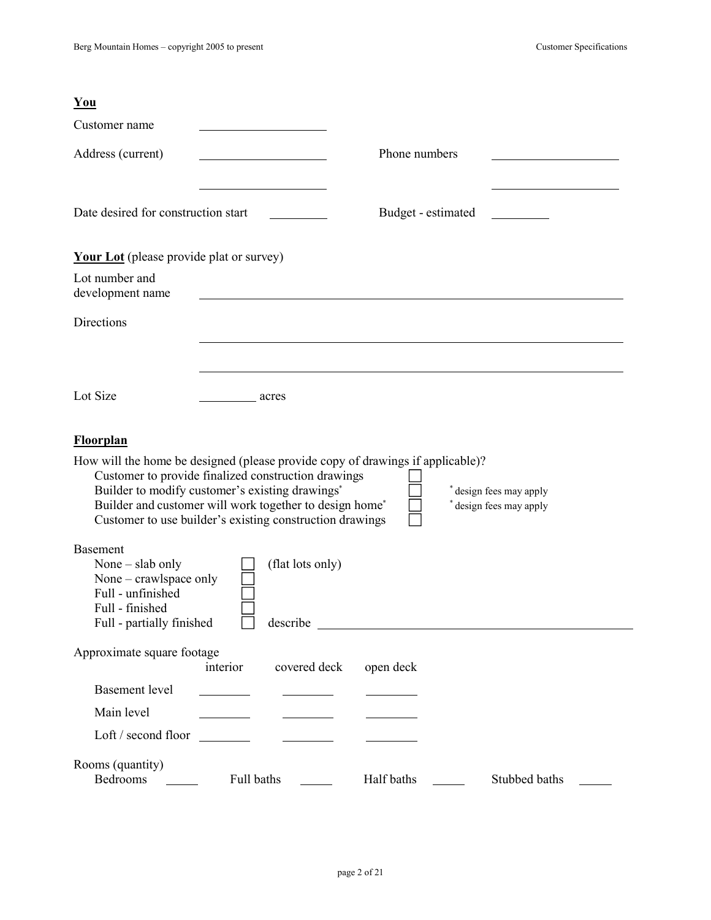**You**

Customer name \_\_\_\_\_\_\_\_\_\_\_\_\_\_\_\_\_\_\_\_

Address (current) \_\_\_\_\_\_\_\_\_\_\_\_\_\_\_\_\_\_\_\_ Phone numbers \_\_\_\_\_\_\_\_\_\_\_\_\_\_\_\_\_\_\_\_

\_\_\_\_\_\_\_\_\_\_\_\_\_\_\_\_\_\_\_\_ \_\_\_\_\_\_\_\_\_\_\_\_\_\_\_\_\_\_\_\_

Date desired for construction start \_\_\_\_\_\_\_\_\_ Budget - estimated \_\_\_\_\_\_\_\_\_

**Your Lot** (please provide plat or survey)

Lot number and development name \_\_\_\_\_\_\_\_\_\_\_\_\_\_\_\_\_\_\_\_\_\_\_\_\_\_\_\_\_\_\_\_\_\_\_\_\_\_\_\_

Directions \_\_\_\_\_\_\_\_\_\_\_\_\_\_\_\_\_\_\_\_\_\_\_\_\_\_\_\_\_\_\_\_\_\_\_\_\_\_\_\_

\_\_\_\_\_\_\_\_\_\_\_\_\_\_\_\_\_\_\_\_\_\_\_\_\_\_\_\_\_\_\_\_\_\_\_\_\_\_\_\_

Lot Size \_\_\_\_\_\_\_\_\_ acres

**Floorplan**

How will the home be designed (please provide copy of drawings if applicable)?

- Customer to provide finalized construction drawings ☐
- Builder to modify customer's existing drawings* ☐ * design fees may apply
- Builder and customer will work together to design home* ☐ * design fees may apply
- Customer to use builder's existing construction drawings ☐

Basement

- None – slab only ☐ (flat lots only)
- None – crawlspace only ☐
- Full - unfinished ☐
- Full - finished ☐
- Full - partially finished ☐ describe \_\_\_\_\_\_\_\_\_\_\_\_\_\_\_\_\_\_\_\_\_\_\_\_\_\_\_\_\_\_\_\_\_\_\_\_\_\_\_\_

Approximate square footage

| | interior | covered deck | open deck |
|---|---|---|---|
| Basement level | \_\_\_\_\_\_\_\_ | \_\_\_\_\_\_\_\_ | \_\_\_\_\_\_\_\_ |
| Main level | \_\_\_\_\_\_\_\_ | \_\_\_\_\_\_\_\_ | \_\_\_\_\_\_\_\_ |
| Loft / second floor | \_\_\_\_\_\_\_\_ | \_\_\_\_\_\_\_\_ | \_\_\_\_\_\_\_\_ |

Rooms (quantity)

Bedrooms \_\_\_\_\_ Full baths \_\_\_\_\_ Half baths \_\_\_\_\_ Stubbed baths \_\_\_\_\_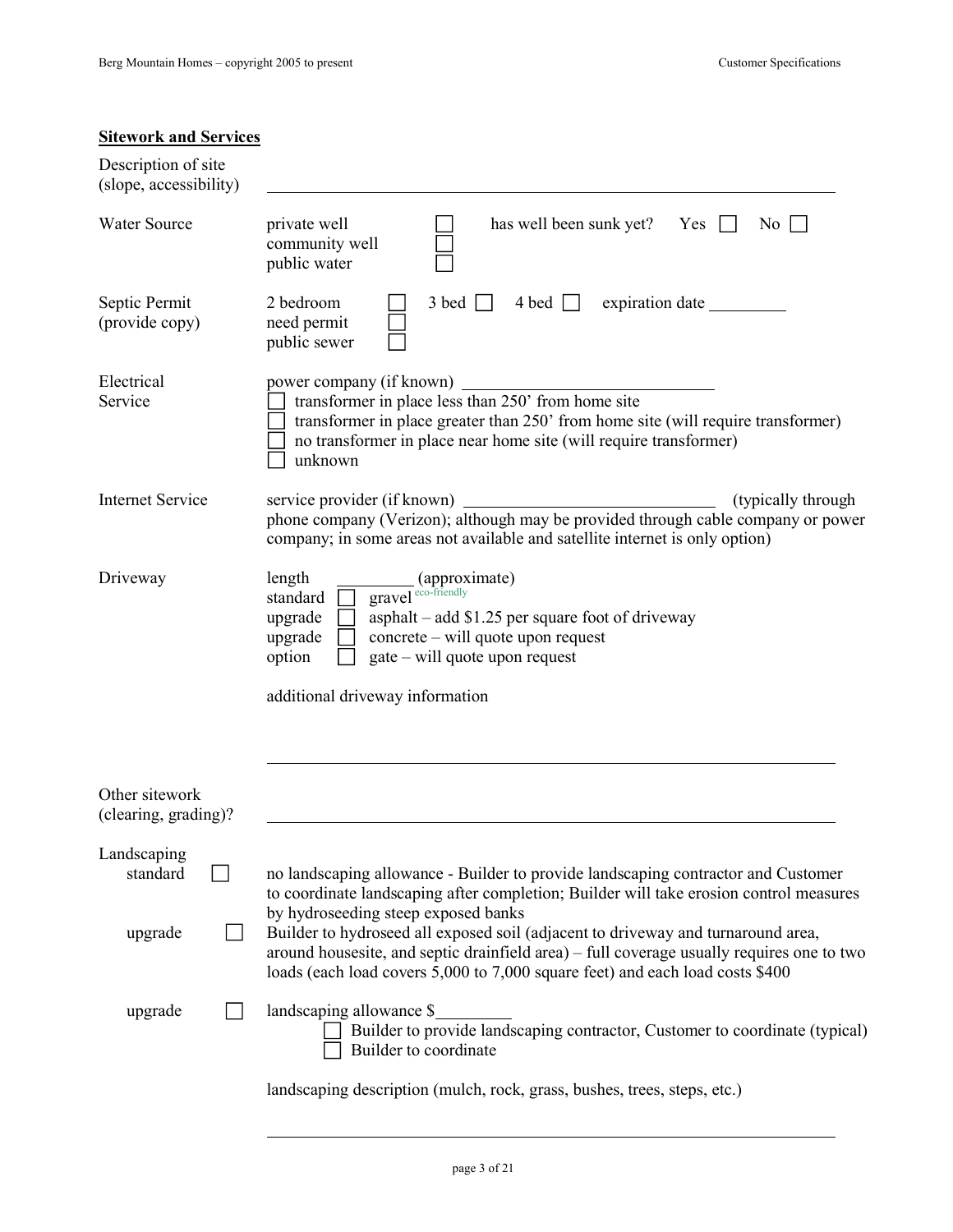**Sitework and Services**

Description of site (slope, accessibility) ______________________________

**Water Source**

- private well ☐ — has well been sunk yet? Yes ☐ No ☐
- community well ☐
- public water ☐

**Septic Permit (provide copy)**

- 2 bedroom ☐ 3 bed ☐ 4 bed ☐ expiration date ________
- need permit ☐
- public sewer ☐

**Electrical Service**

power company (if known) ______________________________

- ☐ transformer in place less than 250' from home site
- ☐ transformer in place greater than 250' from home site (will require transformer)
- ☐ no transformer in place near home site (will require transformer)
- ☐ unknown

**Internet Service**

service provider (if known) ______________________________ (typically through phone company (Verizon); although may be provided through cable company or power company; in some areas not available and satellite internet is only option)

**Driveway**

length ________ (approximate)

- standard ☐ gravel eco-friendly
- upgrade ☐ asphalt – add $1.25 per square foot of driveway
- upgrade ☐ concrete – will quote upon request
- option ☐ gate – will quote upon request

additional driveway information

______________________________

Other sitework (clearing, grading)? ______________________________

**Landscaping**

- standard ☐ no landscaping allowance - Builder to provide landscaping contractor and Customer to coordinate landscaping after completion; Builder will take erosion control measures by hydroseeding steep exposed banks
- upgrade ☐ Builder to hydroseed all exposed soil (adjacent to driveway and turnaround area, around housesite, and septic drainfield area) – full coverage usually requires one to two loads (each load covers 5,000 to 7,000 square feet) and each load costs $400
- upgrade ☐ landscaping allowance $________
  - ☐ Builder to provide landscaping contractor, Customer to coordinate (typical)
  - ☐ Builder to coordinate

landscaping description (mulch, rock, grass, bushes, trees, steps, etc.)

______________________________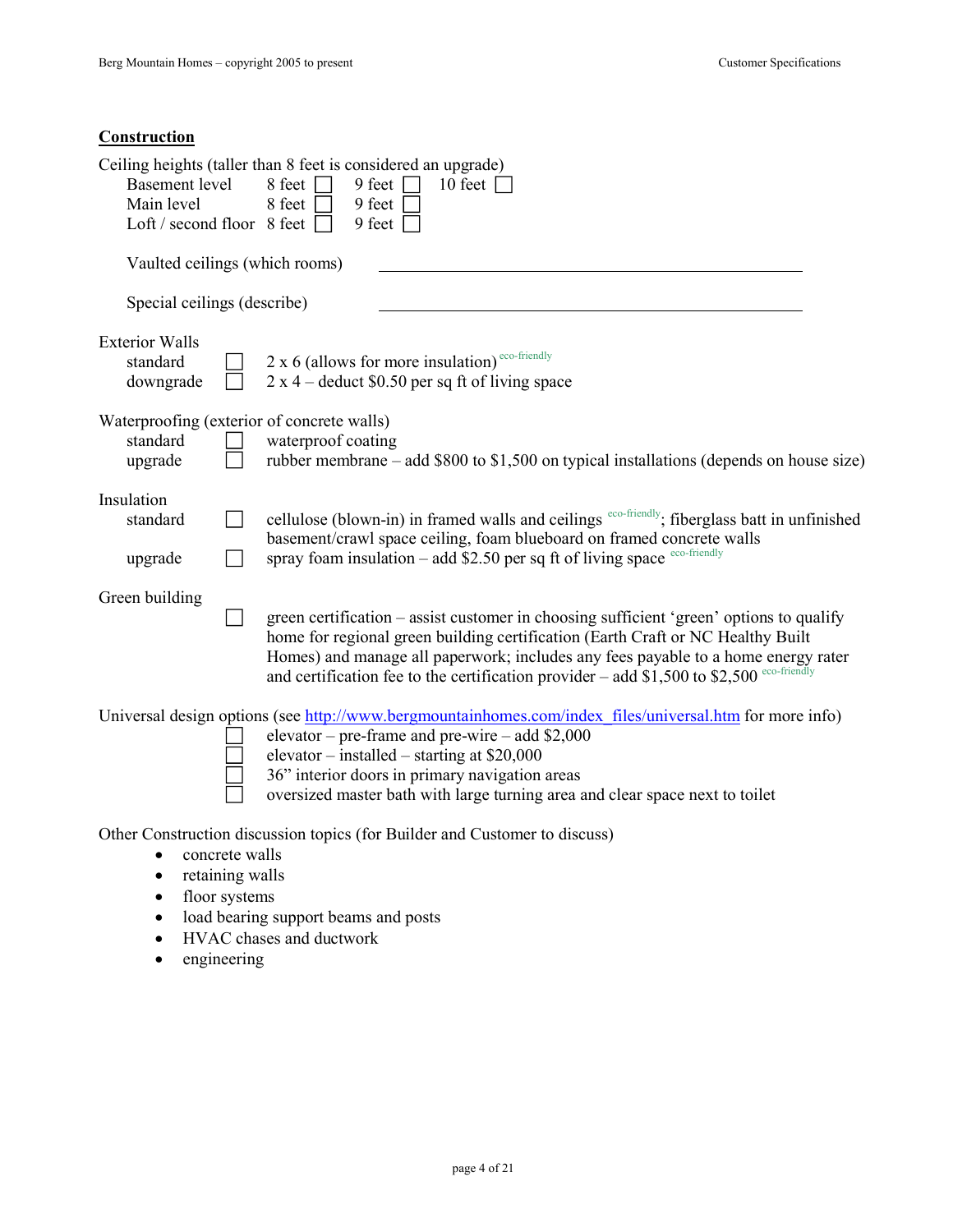## Construction

Ceiling heights (taller than 8 feet is considered an upgrade)

| | | | |
|---|---|---|---|
| Basement level | 8 feet ☐ | 9 feet ☐ | 10 feet ☐ |
| Main level | 8 feet ☐ | 9 feet ☐ | |
| Loft / second floor | 8 feet ☐ | 9 feet ☐ | |

Vaulted ceilings (which rooms) ______________________________

Special ceilings (describe) ______________________________

Exterior Walls

- standard ☐ 2 x 6 (allows for more insulation) eco-friendly
- downgrade ☐ 2 x 4 – deduct $0.50 per sq ft of living space

Waterproofing (exterior of concrete walls)

- standard ☐ waterproof coating
- upgrade ☐ rubber membrane – add $800 to $1,500 on typical installations (depends on house size)

Insulation

- standard ☐ cellulose (blown-in) in framed walls and ceilings eco-friendly; fiberglass batt in unfinished basement/crawl space ceiling, foam blueboard on framed concrete walls
- upgrade ☐ spray foam insulation – add $2.50 per sq ft of living space eco-friendly

Green building

- ☐ green certification – assist customer in choosing sufficient 'green' options to qualify home for regional green building certification (Earth Craft or NC Healthy Built Homes) and manage all paperwork; includes any fees payable to a home energy rater and certification fee to the certification provider – add $1,500 to $2,500 eco-friendly

Universal design options (see http://www.bergmountainhomes.com/index_files/universal.htm for more info)

- ☐ elevator – pre-frame and pre-wire – add $2,000
- ☐ elevator – installed – starting at $20,000
- ☐ 36" interior doors in primary navigation areas
- ☐ oversized master bath with large turning area and clear space next to toilet

Other Construction discussion topics (for Builder and Customer to discuss)

- concrete walls
- retaining walls
- floor systems
- load bearing support beams and posts
- HVAC chases and ductwork
- engineering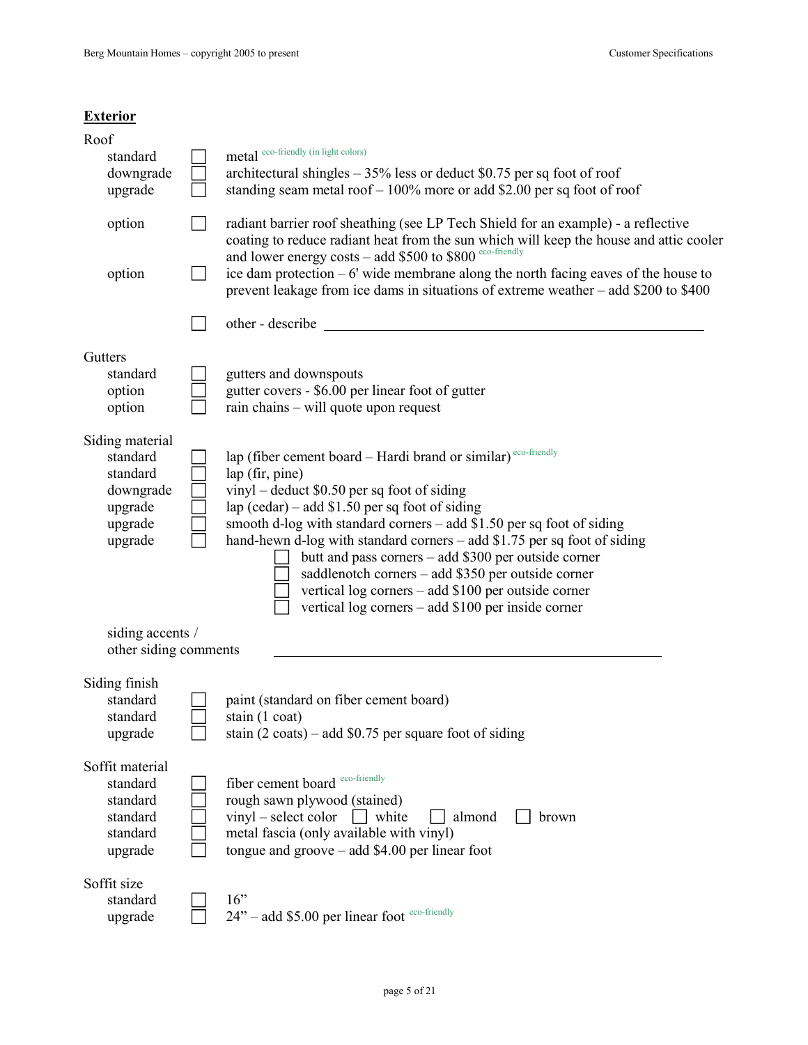## Exterior

Roof

| | | |
|---|---|---|
| standard | ☐ | metal eco-friendly (in light colors) |
| downgrade | ☐ | architectural shingles – 35% less or deduct $0.75 per sq foot of roof |
| upgrade | ☐ | standing seam metal roof – 100% more or add $2.00 per sq foot of roof |
| option | ☐ | radiant barrier roof sheathing (see LP Tech Shield for an example) - a reflective coating to reduce radiant heat from the sun which will keep the house and attic cooler and lower energy costs – add $500 to $800 eco-friendly |
| option | ☐ | ice dam protection – 6' wide membrane along the north facing eaves of the house to prevent leakage from ice dams in situations of extreme weather – add $200 to $400 |
| | ☐ | other - describe ________________________________ |

Gutters

| | | |
|---|---|---|
| standard | ☐ | gutters and downspouts |
| option | ☐ | gutter covers - $6.00 per linear foot of gutter |
| option | ☐ | rain chains – will quote upon request |

Siding material

| | | |
|---|---|---|
| standard | ☐ | lap (fiber cement board – Hardi brand or similar) eco-friendly |
| standard | ☐ | lap (fir, pine) |
| downgrade | ☐ | vinyl – deduct $0.50 per sq foot of siding |
| upgrade | ☐ | lap (cedar) – add $1.50 per sq foot of siding |
| upgrade | ☐ | smooth d-log with standard corners – add $1.50 per sq foot of siding |
| upgrade | ☐ | hand-hewn d-log with standard corners – add $1.75 per sq foot of siding |
| | | ☐ butt and pass corners – add $300 per outside corner |
| | | ☐ saddlenotch corners – add $350 per outside corner |
| | | ☐ vertical log corners – add $100 per outside corner |
| | | ☐ vertical log corners – add $100 per inside corner |

siding accents / other siding comments ________________________________

Siding finish

| | | |
|---|---|---|
| standard | ☐ | paint (standard on fiber cement board) |
| standard | ☐ | stain (1 coat) |
| upgrade | ☐ | stain (2 coats) – add $0.75 per square foot of siding |

Soffit material

| | | |
|---|---|---|
| standard | ☐ | fiber cement board eco-friendly |
| standard | ☐ | rough sawn plywood (stained) |
| standard | ☐ | vinyl – select color ☐ white ☐ almond ☐ brown |
| standard | ☐ | metal fascia (only available with vinyl) |
| upgrade | ☐ | tongue and groove – add $4.00 per linear foot |

Soffit size

| | | |
|---|---|---|
| standard | ☐ | 16” |
| upgrade | ☐ | 24” – add $5.00 per linear foot eco-friendly |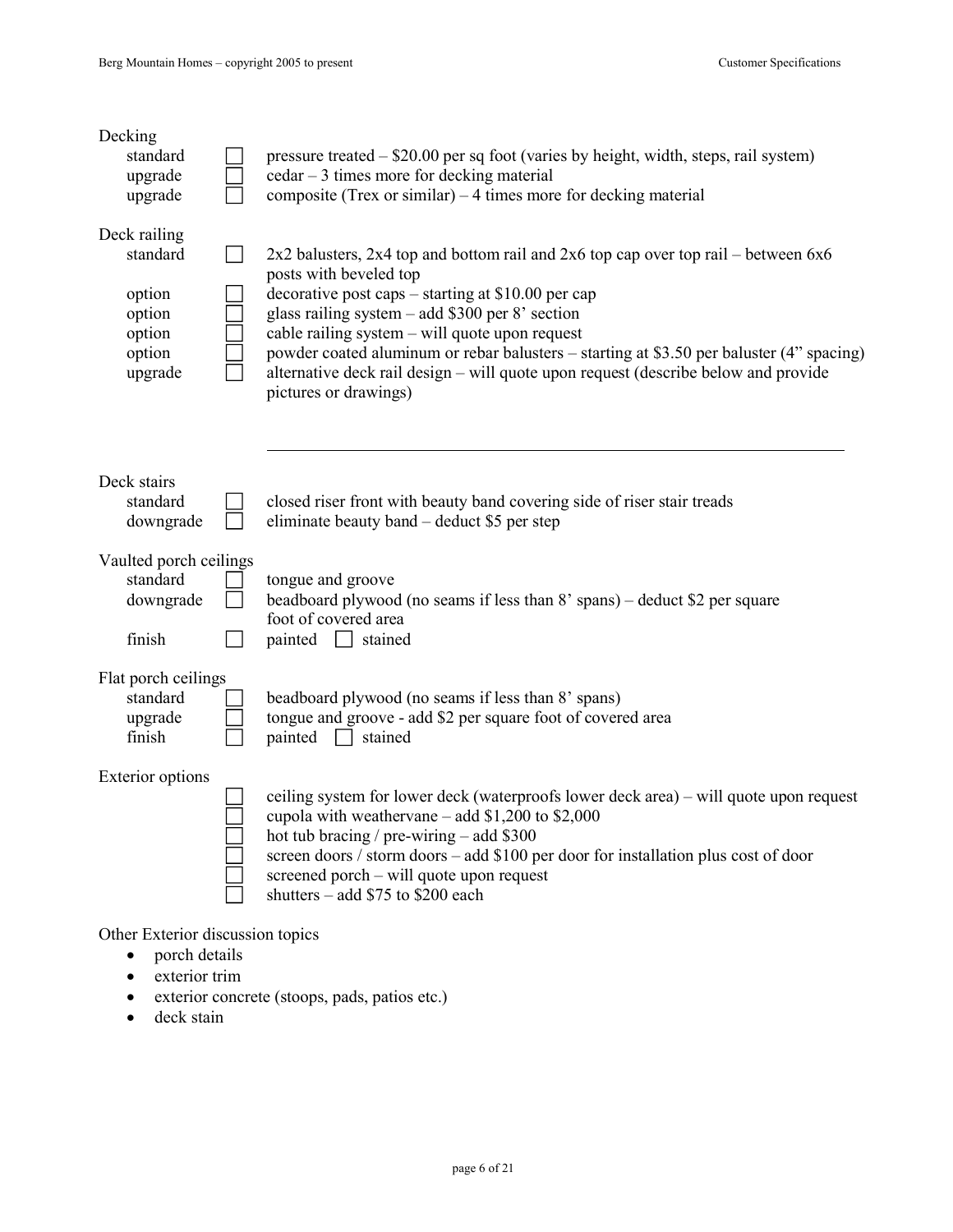### Decking

| | | |
|---|---|---|
| standard | ☐ | pressure treated – $20.00 per sq foot (varies by height, width, steps, rail system) |
| upgrade | ☐ | cedar – 3 times more for decking material |
| upgrade | ☐ | composite (Trex or similar) – 4 times more for decking material |

### Deck railing

| | | |
|---|---|---|
| standard | ☐ | 2x2 balusters, 2x4 top and bottom rail and 2x6 top cap over top rail – between 6x6 posts with beveled top |
| option | ☐ | decorative post caps – starting at $10.00 per cap |
| option | ☐ | glass railing system – add $300 per 8' section |
| option | ☐ | cable railing system – will quote upon request |
| option | ☐ | powder coated aluminum or rebar balusters – starting at $3.50 per baluster (4" spacing) |
| upgrade | ☐ | alternative deck rail design – will quote upon request (describe below and provide pictures or drawings) |

\_\_\_\_\_\_\_\_\_\_\_\_\_\_\_\_\_\_\_\_\_\_\_\_\_\_\_\_\_\_\_\_\_\_\_\_\_\_\_\_\_\_\_\_\_\_\_\_\_\_\_\_\_\_\_\_\_\_\_\_

### Deck stairs

| | | |
|---|---|---|
| standard | ☐ | closed riser front with beauty band covering side of riser stair treads |
| downgrade | ☐ | eliminate beauty band – deduct $5 per step |

### Vaulted porch ceilings

| | | |
|---|---|---|
| standard | ☐ | tongue and groove |
| downgrade | ☐ | beadboard plywood (no seams if less than 8' spans) – deduct $2 per square foot of covered area |
| finish | ☐ | painted ☐ stained |

### Flat porch ceilings

| | | |
|---|---|---|
| standard | ☐ | beadboard plywood (no seams if less than 8' spans) |
| upgrade | ☐ | tongue and groove - add $2 per square foot of covered area |
| finish | ☐ | painted ☐ stained |

### Exterior options

- ☐ ceiling system for lower deck (waterproofs lower deck area) – will quote upon request
- ☐ cupola with weathervane – add $1,200 to $2,000
- ☐ hot tub bracing / pre-wiring – add $300
- ☐ screen doors / storm doors – add $100 per door for installation plus cost of door
- ☐ screened porch – will quote upon request
- ☐ shutters – add $75 to $200 each

### Other Exterior discussion topics

- porch details
- exterior trim
- exterior concrete (stoops, pads, patios etc.)
- deck stain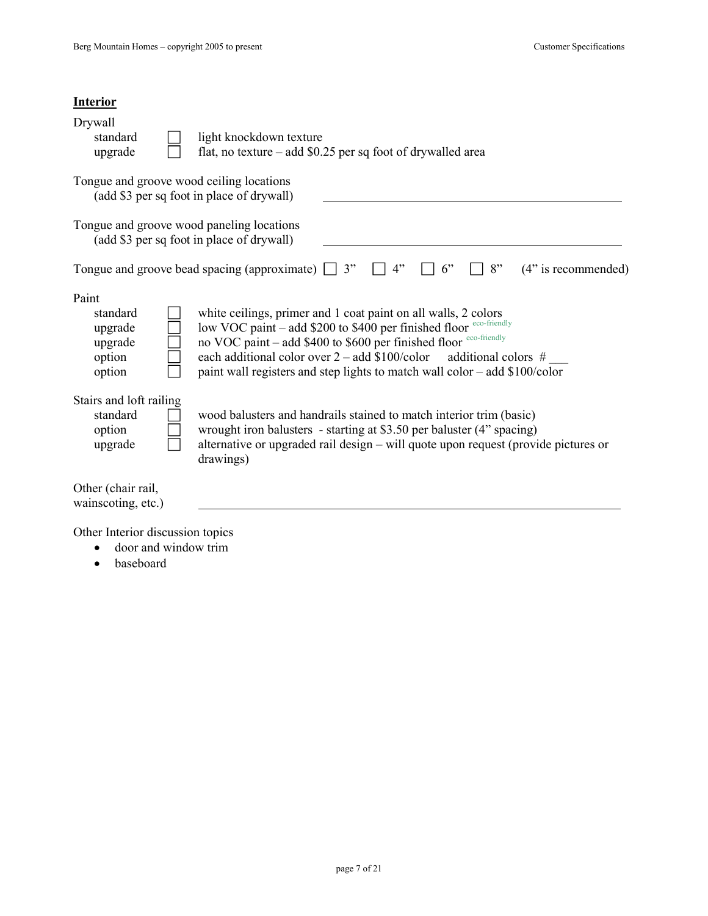## Interior

Drywall

| | | |
|---|---|---|
| standard | ☐ | light knockdown texture |
| upgrade | ☐ | flat, no texture – add $0.25 per sq foot of drywalled area |

Tongue and groove wood ceiling locations
(add $3 per sq foot in place of drywall) \_\_\_\_\_\_\_\_\_\_\_\_\_\_\_\_\_\_\_\_\_\_\_\_\_\_\_\_\_\_\_\_\_\_

Tongue and groove wood paneling locations
(add $3 per sq foot in place of drywall) \_\_\_\_\_\_\_\_\_\_\_\_\_\_\_\_\_\_\_\_\_\_\_\_\_\_\_\_\_\_\_\_\_\_

Tongue and groove bead spacing (approximate) ☐ 3" ☐ 4" ☐ 6" ☐ 8" (4" is recommended)

Paint

| | | |
|---|---|---|
| standard | ☐ | white ceilings, primer and 1 coat paint on all walls, 2 colors |
| upgrade | ☐ | low VOC paint – add $200 to $400 per finished floor eco-friendly |
| upgrade | ☐ | no VOC paint – add $400 to $600 per finished floor eco-friendly |
| option | ☐ | each additional color over 2 – add $100/color additional colors # \_\_\_ |
| option | ☐ | paint wall registers and step lights to match wall color – add $100/color |

Stairs and loft railing

| | | |
|---|---|---|
| standard | ☐ | wood balusters and handrails stained to match interior trim (basic) |
| option | ☐ | wrought iron balusters - starting at $3.50 per baluster (4" spacing) |
| upgrade | ☐ | alternative or upgraded rail design – will quote upon request (provide pictures or drawings) |

Other (chair rail, wainscoting, etc.) \_\_\_\_\_\_\_\_\_\_\_\_\_\_\_\_\_\_\_\_\_\_\_\_\_\_\_\_\_\_\_\_\_\_

Other Interior discussion topics

- door and window trim
- baseboard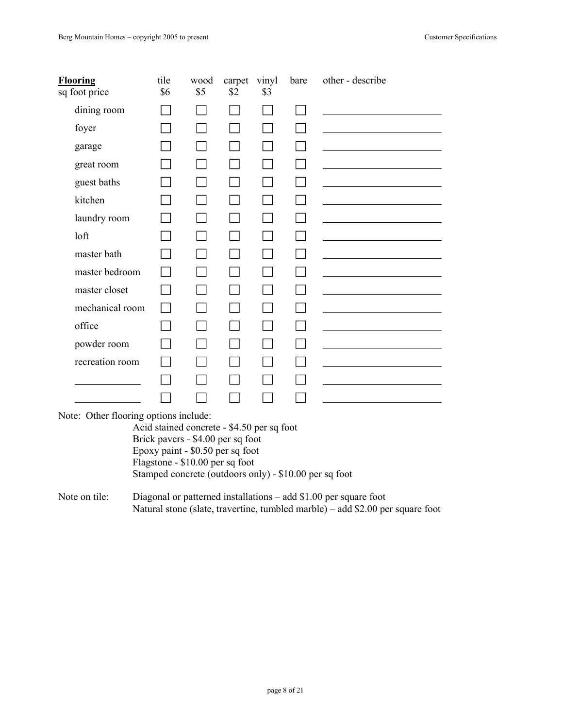| **Flooring**<br>sq foot price | tile<br>$6 | wood<br>$5 | carpet<br>$2 | vinyl<br>$3 | bare | other - describe |
|---|---|---|---|---|---|---|
| dining room | ☐ | ☐ | ☐ | ☐ | ☐ | ________________ |
| foyer | ☐ | ☐ | ☐ | ☐ | ☐ | ________________ |
| garage | ☐ | ☐ | ☐ | ☐ | ☐ | ________________ |
| great room | ☐ | ☐ | ☐ | ☐ | ☐ | ________________ |
| guest baths | ☐ | ☐ | ☐ | ☐ | ☐ | ________________ |
| kitchen | ☐ | ☐ | ☐ | ☐ | ☐ | ________________ |
| laundry room | ☐ | ☐ | ☐ | ☐ | ☐ | ________________ |
| loft | ☐ | ☐ | ☐ | ☐ | ☐ | ________________ |
| master bath | ☐ | ☐ | ☐ | ☐ | ☐ | ________________ |
| master bedroom | ☐ | ☐ | ☐ | ☐ | ☐ | ________________ |
| master closet | ☐ | ☐ | ☐ | ☐ | ☐ | ________________ |
| mechanical room | ☐ | ☐ | ☐ | ☐ | ☐ | ________________ |
| office | ☐ | ☐ | ☐ | ☐ | ☐ | ________________ |
| powder room | ☐ | ☐ | ☐ | ☐ | ☐ | ________________ |
| recreation room | ☐ | ☐ | ☐ | ☐ | ☐ | ________________ |
| __________ | ☐ | ☐ | ☐ | ☐ | ☐ | ________________ |
| __________ | ☐ | ☐ | ☐ | ☐ | ☐ | ________________ |

Note: Other flooring options include:

- Acid stained concrete - $4.50 per sq foot
- Brick pavers - $4.00 per sq foot
- Epoxy paint - $0.50 per sq foot
- Flagstone - $10.00 per sq foot
- Stamped concrete (outdoors only) - $10.00 per sq foot

Note on tile:

- Diagonal or patterned installations – add $1.00 per square foot
- Natural stone (slate, travertine, tumbled marble) – add $2.00 per square foot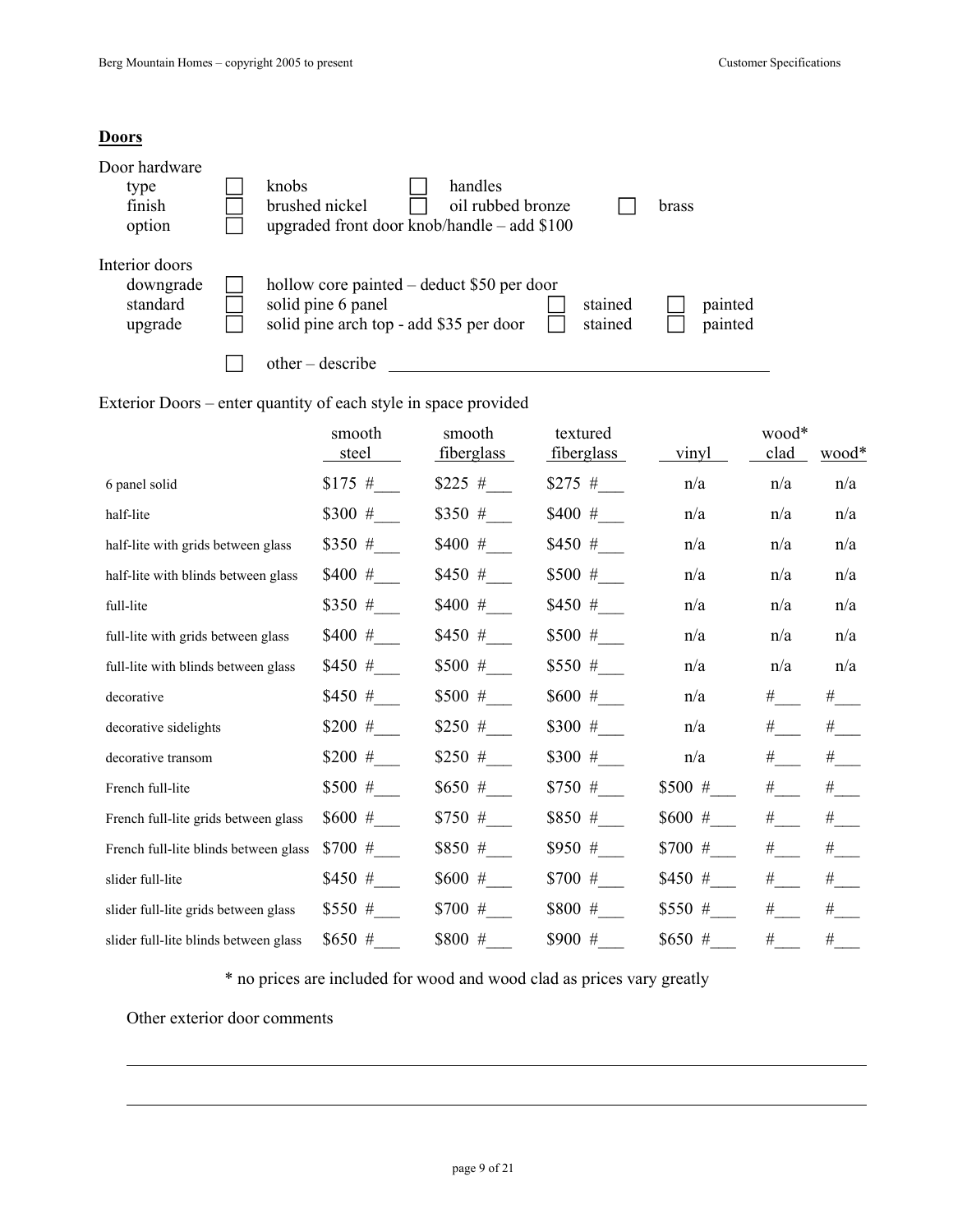## Doors

Door hardware

| | | | | | |
|---|---|---|---|---|---|
| type | ☐ knobs | ☐ handles | | | |
| finish | ☐ brushed nickel | ☐ oil rubbed bronze | ☐ brass | | |
| option | ☐ upgraded front door knob/handle – add $100 | | | | |

Interior doors

| | | | |
|---|---|---|---|
| downgrade | ☐ hollow core painted – deduct $50 per door | | |
| standard | ☐ solid pine 6 panel | ☐ stained | ☐ painted |
| upgrade | ☐ solid pine arch top - add $35 per door | ☐ stained | ☐ painted |
| | ☐ other – describe ______________________________ | | |

Exterior Doors – enter quantity of each style in space provided

| | smooth steel | smooth fiberglass | textured fiberglass | vinyl | wood* clad | wood* |
|---|---|---|---|---|---|---|
| 6 panel solid | $175 #___ | $225 #___ | $275 #___ | n/a | n/a | n/a |
| half-lite | $300 #___ | $350 #___ | $400 #___ | n/a | n/a | n/a |
| half-lite with grids between glass | $350 #___ | $400 #___ | $450 #___ | n/a | n/a | n/a |
| half-lite with blinds between glass | $400 #___ | $450 #___ | $500 #___ | n/a | n/a | n/a |
| full-lite | $350 #___ | $400 #___ | $450 #___ | n/a | n/a | n/a |
| full-lite with grids between glass | $400 #___ | $450 #___ | $500 #___ | n/a | n/a | n/a |
| full-lite with blinds between glass | $450 #___ | $500 #___ | $550 #___ | n/a | n/a | n/a |
| decorative | $450 #___ | $500 #___ | $600 #___ | n/a | #___ | #___ |
| decorative sidelights | $200 #___ | $250 #___ | $300 #___ | n/a | #___ | #___ |
| decorative transom | $200 #___ | $250 #___ | $300 #___ | n/a | #___ | #___ |
| French full-lite | $500 #___ | $650 #___ | $750 #___ | $500 #___ | #___ | #___ |
| French full-lite grids between glass | $600 #___ | $750 #___ | $850 #___ | $600 #___ | #___ | #___ |
| French full-lite blinds between glass | $700 #___ | $850 #___ | $950 #___ | $700 #___ | #___ | #___ |
| slider full-lite | $450 #___ | $600 #___ | $700 #___ | $450 #___ | #___ | #___ |
| slider full-lite grids between glass | $550 #___ | $700 #___ | $800 #___ | $550 #___ | #___ | #___ |
| slider full-lite blinds between glass | $650 #___ | $800 #___ | $900 #___ | $650 #___ | #___ | #___ |

\* no prices are included for wood and wood clad as prices vary greatly

Other exterior door comments

______________________________________________________________________

______________________________________________________________________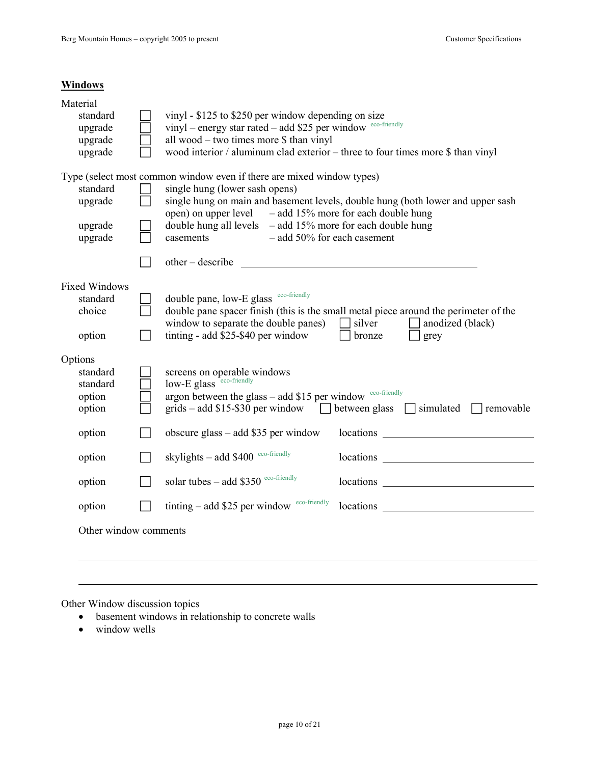## Windows

Material

| | | |
|---|---|---|
| standard | ☐ | vinyl - \$125 to \$250 per window depending on size |
| upgrade | ☐ | vinyl – energy star rated – add \$25 per window eco-friendly |
| upgrade | ☐ | all wood – two times more \$ than vinyl |
| upgrade | ☐ | wood interior / aluminum clad exterior – three to four times more \$ than vinyl |

Type (select most common window even if there are mixed window types)

| | | |
|---|---|---|
| standard | ☐ | single hung (lower sash opens) |
| upgrade | ☐ | single hung on main and basement levels, double hung (both lower and upper sash open) on upper level – add 15% more for each double hung |
| upgrade | ☐ | double hung all levels – add 15% more for each double hung |
| upgrade | ☐ | casements – add 50% for each casement |
| | ☐ | other – describe ______________________________ |

Fixed Windows

| | | |
|---|---|---|
| standard | ☐ | double pane, low-E glass eco-friendly |
| choice | ☐ | double pane spacer finish (this is the small metal piece around the perimeter of the window to separate the double panes) ☐ silver ☐ anodized (black) |
| option | ☐ | tinting - add \$25-\$40 per window ☐ bronze ☐ grey |

Options

| | | | |
|---|---|---|---|
| standard | ☐ | screens on operable windows | |
| standard | ☐ | low-E glass eco-friendly | |
| option | ☐ | argon between the glass – add \$15 per window eco-friendly | |
| option | ☐ | grids – add \$15-\$30 per window ☐ between glass ☐ simulated ☐ removable | |
| option | ☐ | obscure glass – add \$35 per window | locations ______________ |
| option | ☐ | skylights – add \$400 eco-friendly | locations ______________ |
| option | ☐ | solar tubes – add \$350 eco-friendly | locations ______________ |
| option | ☐ | tinting – add \$25 per window eco-friendly | locations ______________ |

Other window comments

______________________________________________________________

______________________________________________________________

Other Window discussion topics

- basement windows in relationship to concrete walls
- window wells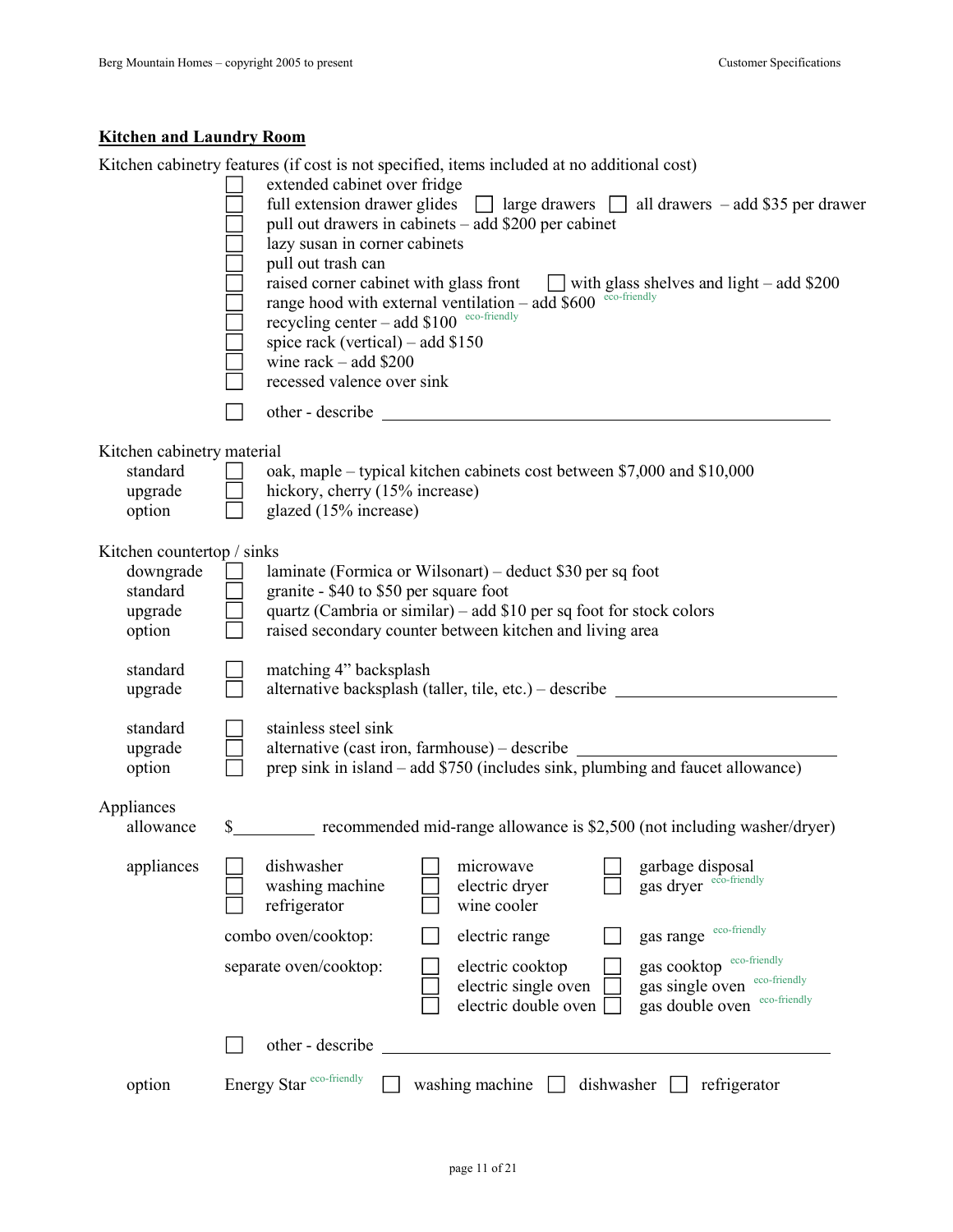## Kitchen and Laundry Room

Kitchen cabinetry features (if cost is not specified, items included at no additional cost)

- ☐ extended cabinet over fridge
- ☐ full extension drawer glides ☐ large drawers ☐ all drawers – add $35 per drawer
- ☐ pull out drawers in cabinets – add $200 per cabinet
- ☐ lazy susan in corner cabinets
- ☐ pull out trash can
- ☐ raised corner cabinet with glass front ☐ with glass shelves and light – add $200
- ☐ range hood with external ventilation – add $600 eco-friendly
- ☐ recycling center – add $100 eco-friendly
- ☐ spice rack (vertical) – add $150
- ☐ wine rack – add $200
- ☐ recessed valence over sink
- ☐ other - describe ______________________________

Kitchen cabinetry material

| | | |
|---|---|---|
| standard | ☐ | oak, maple – typical kitchen cabinets cost between $7,000 and $10,000 |
| upgrade | ☐ | hickory, cherry (15% increase) |
| option | ☐ | glazed (15% increase) |

Kitchen countertop / sinks

| | | |
|---|---|---|
| downgrade | ☐ | laminate (Formica or Wilsonart) – deduct $30 per sq foot |
| standard | ☐ | granite - $40 to $50 per square foot |
| upgrade | ☐ | quartz (Cambria or similar) – add $10 per sq foot for stock colors |
| option | ☐ | raised secondary counter between kitchen and living area |
| standard | ☐ | matching 4" backsplash |
| upgrade | ☐ | alternative backsplash (taller, tile, etc.) – describe ______________ |
| standard | ☐ | stainless steel sink |
| upgrade | ☐ | alternative (cast iron, farmhouse) – describe ______________ |
| option | ☐ | prep sink in island – add $750 (includes sink, plumbing and faucet allowance) |

Appliances

allowance $__________ recommended mid-range allowance is $2,500 (not including washer/dryer)

appliances

| | | |
|---|---|---|
| ☐ dishwasher | ☐ microwave | ☐ garbage disposal |
| ☐ washing machine | ☐ electric dryer | ☐ gas dryer eco-friendly |
| ☐ refrigerator | ☐ wine cooler | |

| | | |
|---|---|---|
| combo oven/cooktop: | ☐ electric range | ☐ gas range eco-friendly |
| separate oven/cooktop: | ☐ electric cooktop | ☐ gas cooktop eco-friendly |
| | ☐ electric single oven | ☐ gas single oven eco-friendly |
| | ☐ electric double oven | ☐ gas double oven eco-friendly |

☐ other - describe ______________________________

option Energy Star eco-friendly ☐ washing machine ☐ dishwasher ☐ refrigerator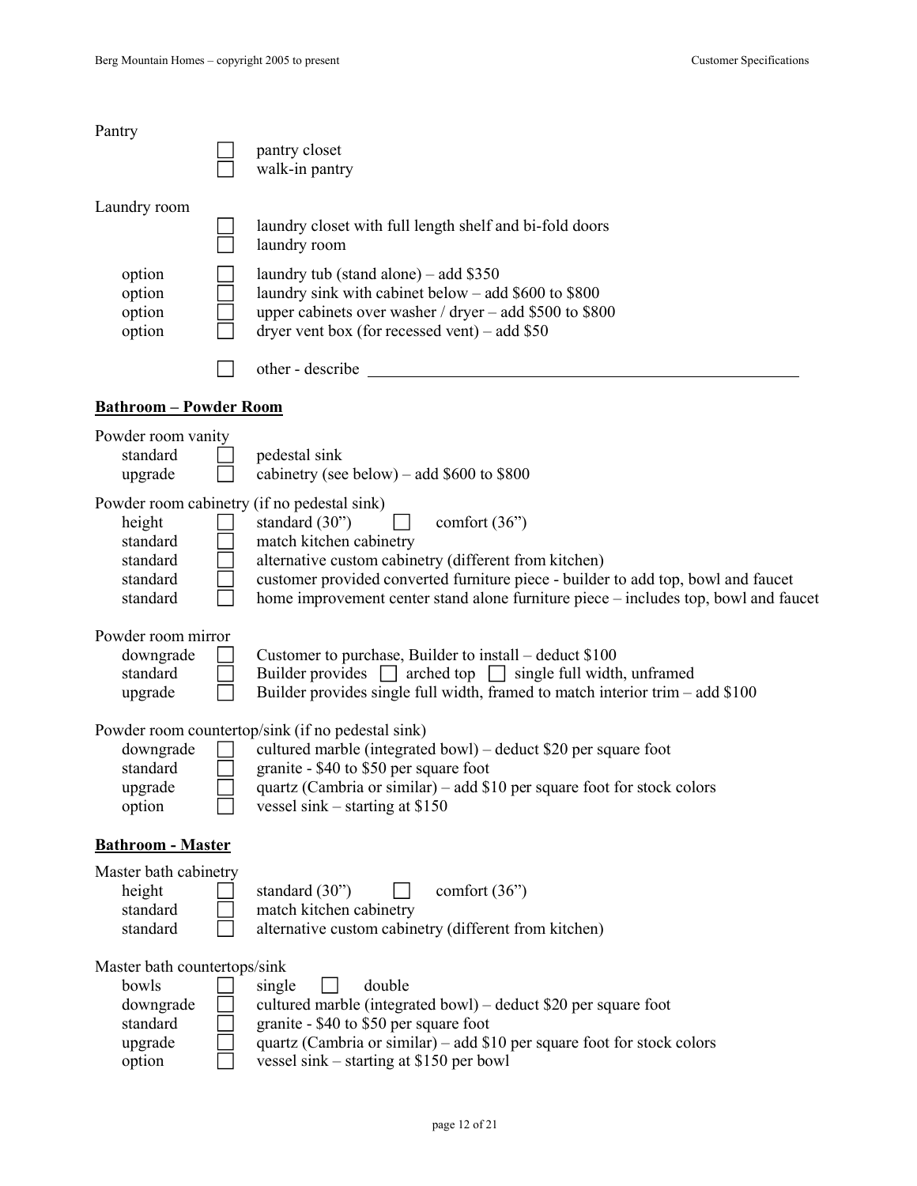Pantry

| | |
|---|---|
| ☐ | pantry closet |
| ☐ | walk-in pantry |

Laundry room

| | | |
|---|---|---|
| | ☐ | laundry closet with full length shelf and bi-fold doors |
| | ☐ | laundry room |
| option | ☐ | laundry tub (stand alone) – add $350 |
| option | ☐ | laundry sink with cabinet below – add $600 to $800 |
| option | ☐ | upper cabinets over washer / dryer – add $500 to $800 |
| option | ☐ | dryer vent box (for recessed vent) – add $50 |
| | ☐ | other - describe ____________________ |

## **Bathroom – Powder Room**

Powder room vanity

| | | |
|---|---|---|
| standard | ☐ | pedestal sink |
| upgrade | ☐ | cabinetry (see below) – add $600 to $800 |

Powder room cabinetry (if no pedestal sink)

| | | |
|---|---|---|
| height | ☐ | standard (30”) ☐ comfort (36”) |
| standard | ☐ | match kitchen cabinetry |
| standard | ☐ | alternative custom cabinetry (different from kitchen) |
| standard | ☐ | customer provided converted furniture piece - builder to add top, bowl and faucet |
| standard | ☐ | home improvement center stand alone furniture piece – includes top, bowl and faucet |

Powder room mirror

| | | |
|---|---|---|
| downgrade | ☐ | Customer to purchase, Builder to install – deduct $100 |
| standard | ☐ | Builder provides ☐ arched top ☐ single full width, unframed |
| upgrade | ☐ | Builder provides single full width, framed to match interior trim – add $100 |

Powder room countertop/sink (if no pedestal sink)

| | | |
|---|---|---|
| downgrade | ☐ | cultured marble (integrated bowl) – deduct $20 per square foot |
| standard | ☐ | granite - $40 to $50 per square foot |
| upgrade | ☐ | quartz (Cambria or similar) – add $10 per square foot for stock colors |
| option | ☐ | vessel sink – starting at $150 |

## **Bathroom - Master**

Master bath cabinetry

| | | |
|---|---|---|
| height | ☐ | standard (30”) ☐ comfort (36”) |
| standard | ☐ | match kitchen cabinetry |
| standard | ☐ | alternative custom cabinetry (different from kitchen) |

Master bath countertops/sink

| | | |
|---|---|---|
| bowls | ☐ | single ☐ double |
| downgrade | ☐ | cultured marble (integrated bowl) – deduct $20 per square foot |
| standard | ☐ | granite - $40 to $50 per square foot |
| upgrade | ☐ | quartz (Cambria or similar) – add $10 per square foot for stock colors |
| option | ☐ | vessel sink – starting at $150 per bowl |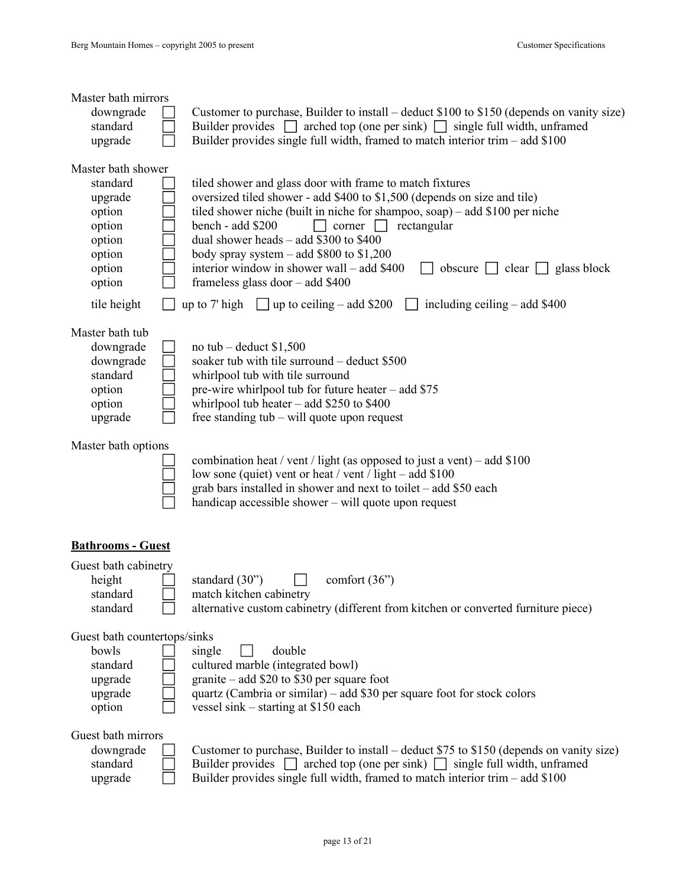Master bath mirrors

| | | |
|---|---|---|
| downgrade | ☐ | Customer to purchase, Builder to install – deduct $100 to $150 (depends on vanity size) |
| standard | ☐ | Builder provides ☐ arched top (one per sink) ☐ single full width, unframed |
| upgrade | ☐ | Builder provides single full width, framed to match interior trim – add $100 |

Master bath shower

| | | |
|---|---|---|
| standard | ☐ | tiled shower and glass door with frame to match fixtures |
| upgrade | ☐ | oversized tiled shower - add $400 to $1,500 (depends on size and tile) |
| option | ☐ | tiled shower niche (built in niche for shampoo, soap) – add $100 per niche |
| option | ☐ | bench - add $200 ☐ corner ☐ rectangular |
| option | ☐ | dual shower heads – add $300 to $400 |
| option | ☐ | body spray system – add $800 to $1,200 |
| option | ☐ | interior window in shower wall – add $400 ☐ obscure ☐ clear ☐ glass block |
| option | ☐ | frameless glass door – add $400 |
| tile height | | ☐ up to 7' high ☐ up to ceiling – add $200 ☐ including ceiling – add $400 |

Master bath tub

| | | |
|---|---|---|
| downgrade | ☐ | no tub – deduct $1,500 |
| downgrade | ☐ | soaker tub with tile surround – deduct $500 |
| standard | ☐ | whirlpool tub with tile surround |
| option | ☐ | pre-wire whirlpool tub for future heater – add $75 |
| option | ☐ | whirlpool tub heater – add $250 to $400 |
| upgrade | ☐ | free standing tub – will quote upon request |

Master bath options

- ☐ combination heat / vent / light (as opposed to just a vent) – add $100
- ☐ low sone (quiet) vent or heat / vent / light – add $100
- ☐ grab bars installed in shower and next to toilet – add $50 each
- ☐ handicap accessible shower – will quote upon request

## **Bathrooms - Guest**

Guest bath cabinetry

| | | |
|---|---|---|
| height | ☐ | standard (30") ☐ comfort (36") |
| standard | ☐ | match kitchen cabinetry |
| standard | ☐ | alternative custom cabinetry (different from kitchen or converted furniture piece) |

Guest bath countertops/sinks

| | | |
|---|---|---|
| bowls | ☐ | single ☐ double |
| standard | ☐ | cultured marble (integrated bowl) |
| upgrade | ☐ | granite – add $20 to $30 per square foot |
| upgrade | ☐ | quartz (Cambria or similar) – add $30 per square foot for stock colors |
| option | ☐ | vessel sink – starting at $150 each |

Guest bath mirrors

| | | |
|---|---|---|
| downgrade | ☐ | Customer to purchase, Builder to install – deduct $75 to $150 (depends on vanity size) |
| standard | ☐ | Builder provides ☐ arched top (one per sink) ☐ single full width, unframed |
| upgrade | ☐ | Builder provides single full width, framed to match interior trim – add $100 |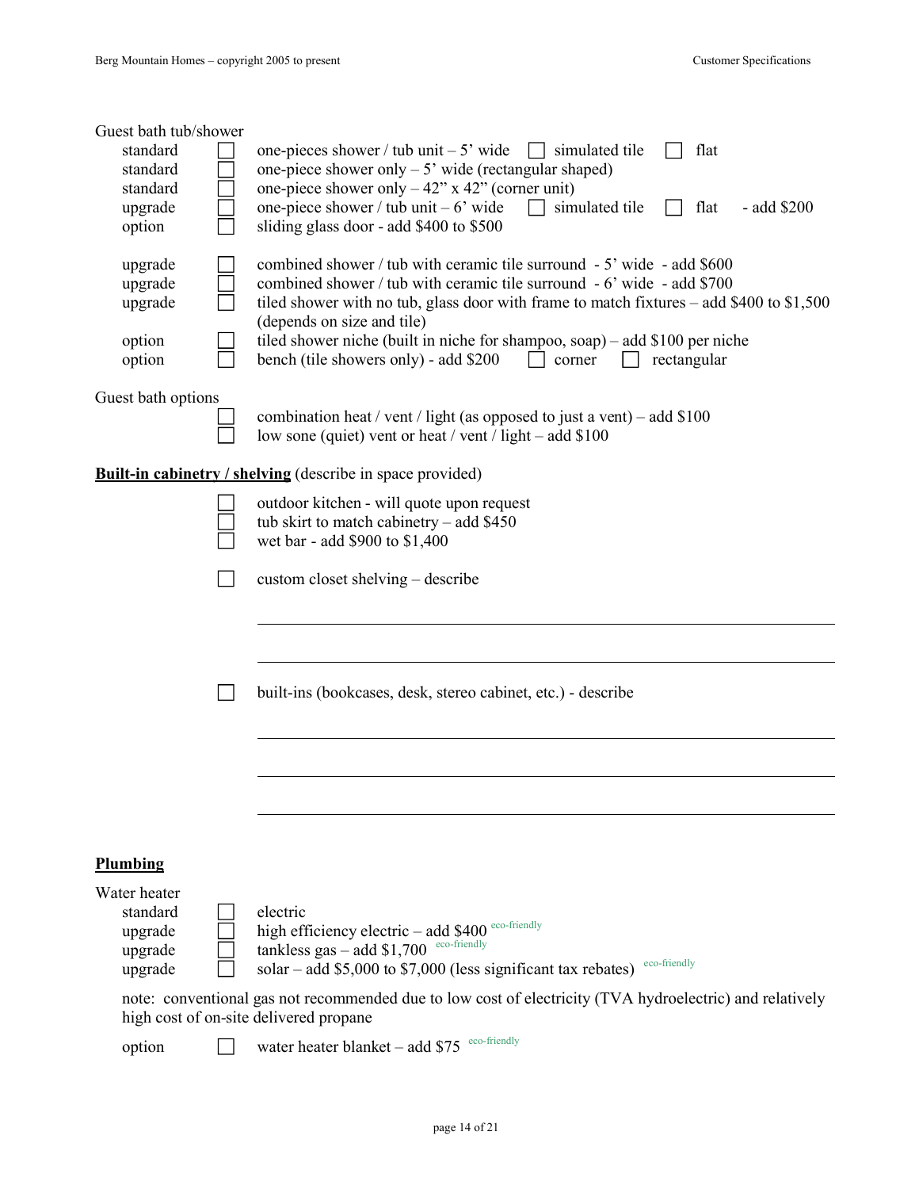Guest bath tub/shower

| | | |
|---|---|---|
| standard | ☐ | one-pieces shower / tub unit – 5' wide ☐ simulated tile ☐ flat |
| standard | ☐ | one-piece shower only – 5' wide (rectangular shaped) |
| standard | ☐ | one-piece shower only – 42" x 42" (corner unit) |
| upgrade | ☐ | one-piece shower / tub unit – 6' wide ☐ simulated tile ☐ flat - add $200 |
| option | ☐ | sliding glass door - add $400 to $500 |
| upgrade | ☐ | combined shower / tub with ceramic tile surround - 5' wide - add $600 |
| upgrade | ☐ | combined shower / tub with ceramic tile surround - 6' wide - add $700 |
| upgrade | ☐ | tiled shower with no tub, glass door with frame to match fixtures – add $400 to $1,500 (depends on size and tile) |
| option | ☐ | tiled shower niche (built in niche for shampoo, soap) – add $100 per niche |
| option | ☐ | bench (tile showers only) - add $200 ☐ corner ☐ rectangular |

Guest bath options

- ☐ combination heat / vent / light (as opposed to just a vent) – add $100
- ☐ low sone (quiet) vent or heat / vent / light – add $100

**Built-in cabinetry / shelving** (describe in space provided)

- ☐ outdoor kitchen - will quote upon request
- ☐ tub skirt to match cabinetry – add $450
- ☐ wet bar - add $900 to $1,400

- ☐ custom closet shelving – describe

______________________________________________

______________________________________________

- ☐ built-ins (bookcases, desk, stereo cabinet, etc.) - describe

______________________________________________

______________________________________________

______________________________________________

## Plumbing

Water heater

| | | |
|---|---|---|
| standard | ☐ | electric |
| upgrade | ☐ | high efficiency electric – add $400 eco-friendly |
| upgrade | ☐ | tankless gas – add $1,700 eco-friendly |
| upgrade | ☐ | solar – add $5,000 to $7,000 (less significant tax rebates) eco-friendly |

note: conventional gas not recommended due to low cost of electricity (TVA hydroelectric) and relatively high cost of on-site delivered propane

| | | |
|---|---|---|
| option | ☐ | water heater blanket – add $75 eco-friendly |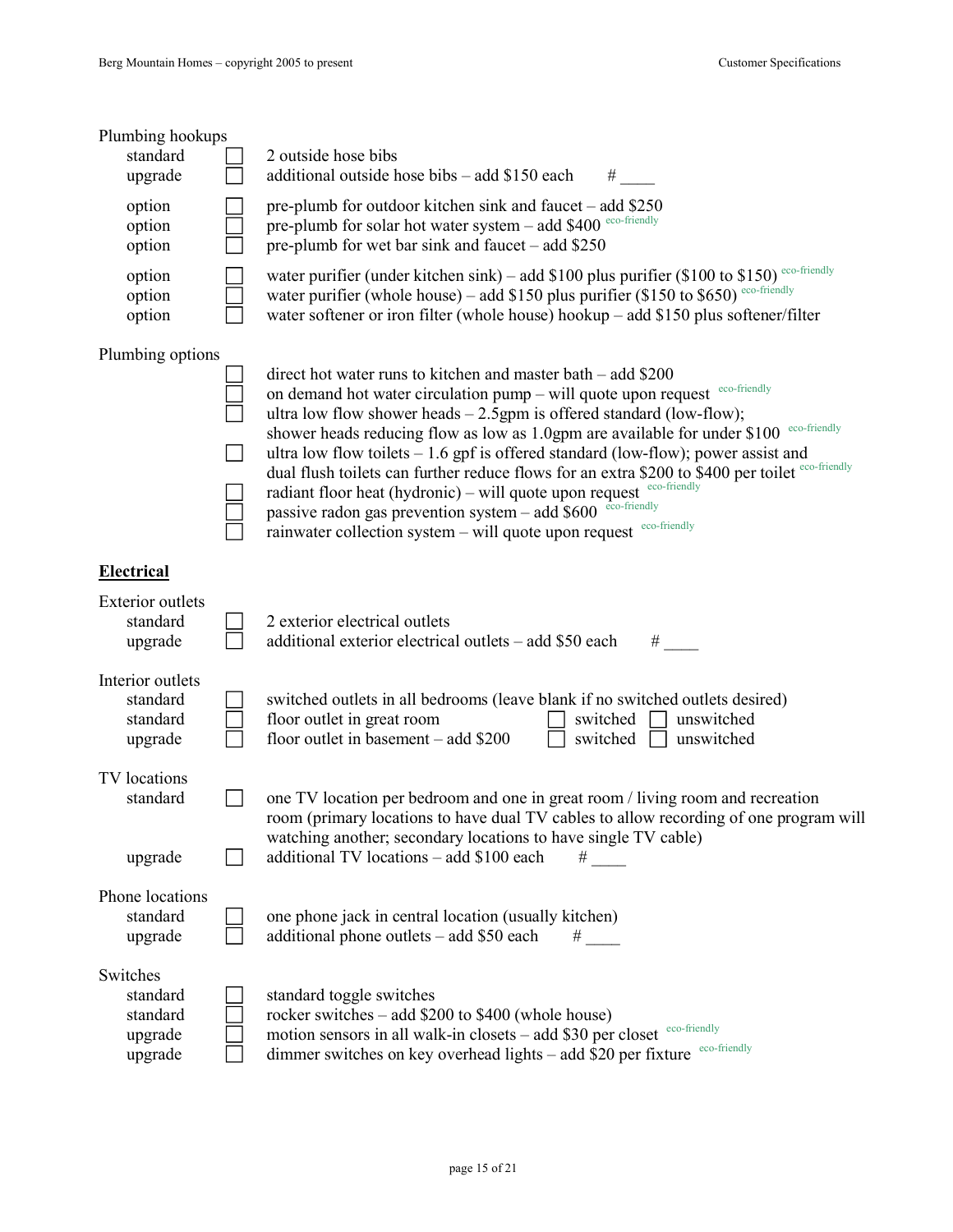Plumbing hookups

| | | |
|---|---|---|
| standard | ☐ | 2 outside hose bibs |
| upgrade | ☐ | additional outside hose bibs – add $150 each # ____ |
| option | ☐ | pre-plumb for outdoor kitchen sink and faucet – add $250 |
| option | ☐ | pre-plumb for solar hot water system – add $400 eco-friendly |
| option | ☐ | pre-plumb for wet bar sink and faucet – add $250 |
| option | ☐ | water purifier (under kitchen sink) – add $100 plus purifier ($100 to $150) eco-friendly |
| option | ☐ | water purifier (whole house) – add $150 plus purifier ($150 to $650) eco-friendly |
| option | ☐ | water softener or iron filter (whole house) hookup – add $150 plus softener/filter |

Plumbing options

- ☐ direct hot water runs to kitchen and master bath – add $200
- ☐ on demand hot water circulation pump – will quote upon request eco-friendly
- ☐ ultra low flow shower heads – 2.5gpm is offered standard (low-flow); shower heads reducing flow as low as 1.0gpm are available for under $100 eco-friendly
- ☐ ultra low flow toilets – 1.6 gpf is offered standard (low-flow); power assist and dual flush toilets can further reduce flows for an extra $200 to $400 per toilet eco-friendly
- ☐ radiant floor heat (hydronic) – will quote upon request eco-friendly
- ☐ passive radon gas prevention system – add $600 eco-friendly
- ☐ rainwater collection system – will quote upon request eco-friendly

## **Electrical**

Exterior outlets

| | | |
|---|---|---|
| standard | ☐ | 2 exterior electrical outlets |
| upgrade | ☐ | additional exterior electrical outlets – add $50 each # ____ |

Interior outlets

| | | | | |
|---|---|---|---|---|
| standard | ☐ | switched outlets in all bedrooms (leave blank if no switched outlets desired) | | |
| standard | ☐ | floor outlet in great room | ☐ switched | ☐ unswitched |
| upgrade | ☐ | floor outlet in basement – add $200 | ☐ switched | ☐ unswitched |

TV locations

| | | |
|---|---|---|
| standard | ☐ | one TV location per bedroom and one in great room / living room and recreation room (primary locations to have dual TV cables to allow recording of one program will watching another; secondary locations to have single TV cable) |
| upgrade | ☐ | additional TV locations – add $100 each # ____ |

Phone locations

| | | |
|---|---|---|
| standard | ☐ | one phone jack in central location (usually kitchen) |
| upgrade | ☐ | additional phone outlets – add $50 each # ____ |

Switches

| | | |
|---|---|---|
| standard | ☐ | standard toggle switches |
| standard | ☐ | rocker switches – add $200 to $400 (whole house) |
| upgrade | ☐ | motion sensors in all walk-in closets – add $30 per closet eco-friendly |
| upgrade | ☐ | dimmer switches on key overhead lights – add $20 per fixture eco-friendly |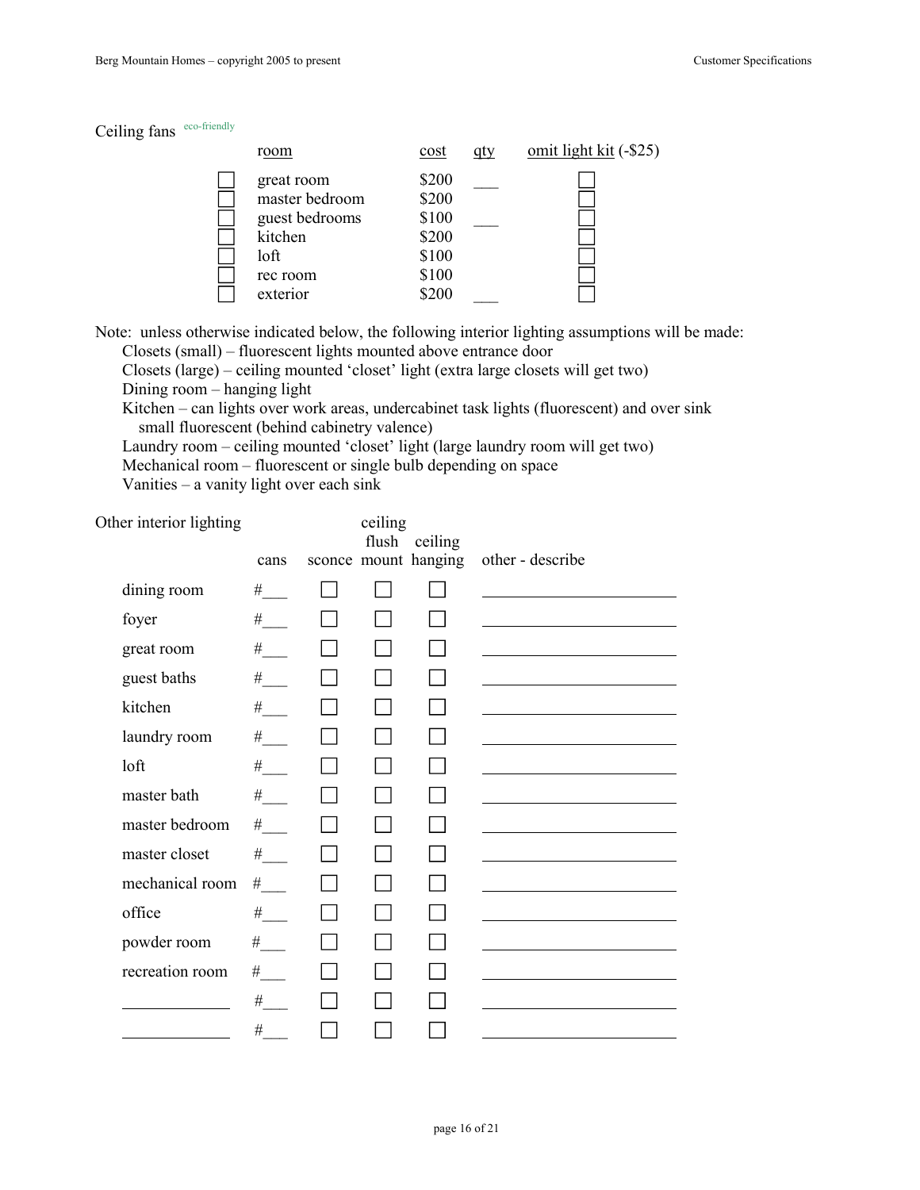## Ceiling fans eco-friendly

| | room | cost | qty | omit light kit (-$25) |
|---|---|---|---|---|
| ☐ | great room | $200 | ___ | ☐ |
| ☐ | master bedroom | $200 | | ☐ |
| ☐ | guest bedrooms | $100 | ___ | ☐ |
| ☐ | kitchen | $200 | | ☐ |
| ☐ | loft | $100 | | ☐ |
| ☐ | rec room | $100 | | ☐ |
| ☐ | exterior | $200 | ___ | ☐ |

Note: unless otherwise indicated below, the following interior lighting assumptions will be made:

- Closets (small) – fluorescent lights mounted above entrance door
- Closets (large) – ceiling mounted 'closet' light (extra large closets will get two)
- Dining room – hanging light
- Kitchen – can lights over work areas, undercabinet task lights (fluorescent) and over sink small fluorescent (behind cabinetry valence)
- Laundry room – ceiling mounted 'closet' light (large laundry room will get two)
- Mechanical room – fluorescent or single bulb depending on space
- Vanities – a vanity light over each sink

## Other interior lighting

| | cans | sconce | ceiling flush mount | ceiling hanging | other - describe |
|---|---|---|---|---|---|
| dining room | #___ | ☐ | ☐ | ☐ | ____________ |
| foyer | #___ | ☐ | ☐ | ☐ | ____________ |
| great room | #___ | ☐ | ☐ | ☐ | ____________ |
| guest baths | #___ | ☐ | ☐ | ☐ | ____________ |
| kitchen | #___ | ☐ | ☐ | ☐ | ____________ |
| laundry room | #___ | ☐ | ☐ | ☐ | ____________ |
| loft | #___ | ☐ | ☐ | ☐ | ____________ |
| master bath | #___ | ☐ | ☐ | ☐ | ____________ |
| master bedroom | #___ | ☐ | ☐ | ☐ | ____________ |
| master closet | #___ | ☐ | ☐ | ☐ | ____________ |
| mechanical room | #___ | ☐ | ☐ | ☐ | ____________ |
| office | #___ | ☐ | ☐ | ☐ | ____________ |
| powder room | #___ | ☐ | ☐ | ☐ | ____________ |
| recreation room | #___ | ☐ | ☐ | ☐ | ____________ |
| ____________ | #___ | ☐ | ☐ | ☐ | ____________ |
| ____________ | #___ | ☐ | ☐ | ☐ | ____________ |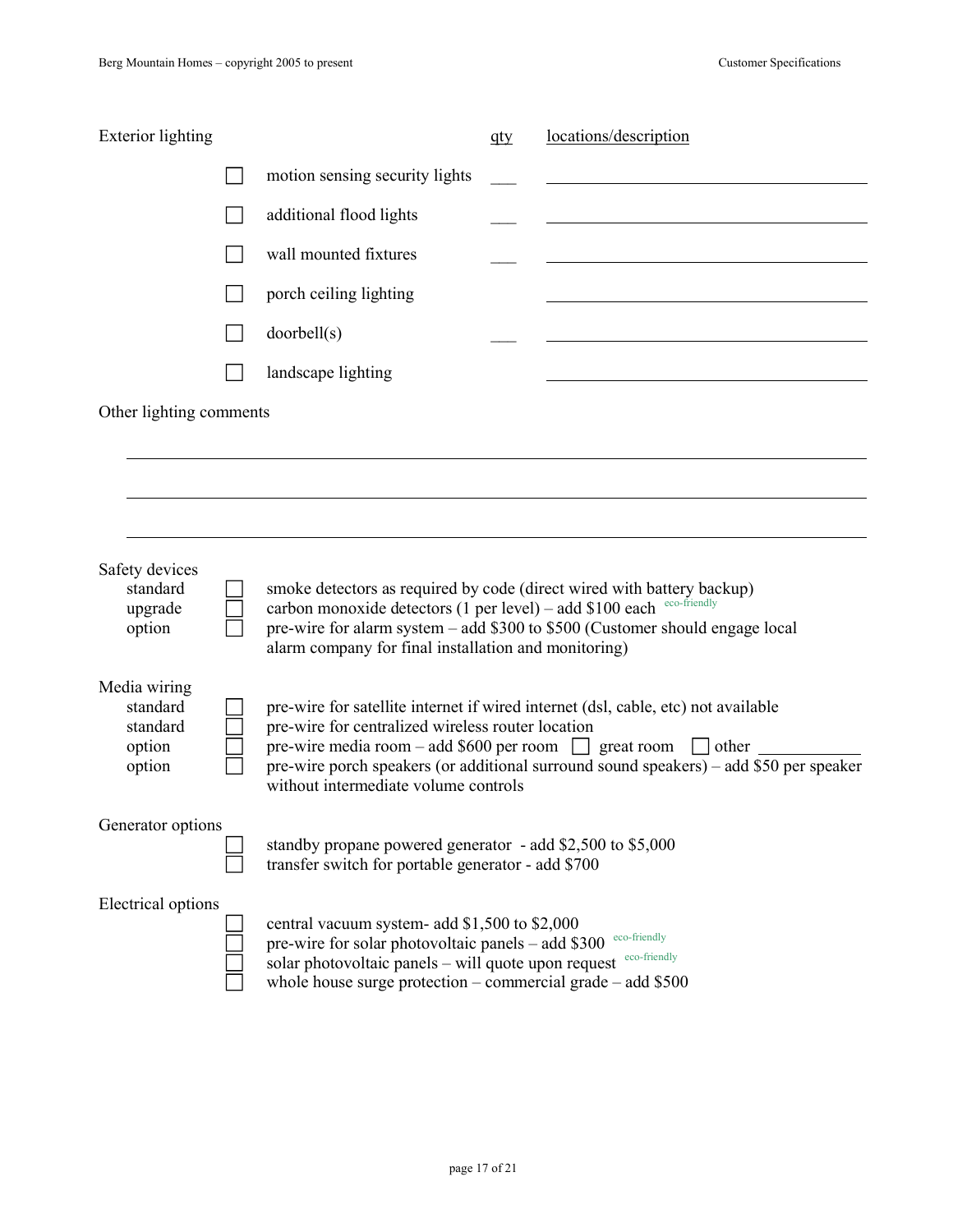## Exterior lighting

| | | qty | locations/description |
|---|---|---|---|
| ☐ | motion sensing security lights | ___ | ____________________ |
| ☐ | additional flood lights | ___ | ____________________ |
| ☐ | wall mounted fixtures | ___ | ____________________ |
| ☐ | porch ceiling lighting | | ____________________ |
| ☐ | doorbell(s) | ___ | ____________________ |
| ☐ | landscape lighting | | ____________________ |

Other lighting comments

______________________________________________________________

______________________________________________________________

______________________________________________________________

## Safety devices

| | | |
|---|---|---|
| standard | ☐ | smoke detectors as required by code (direct wired with battery backup) |
| upgrade | ☐ | carbon monoxide detectors (1 per level) – add $100 each *eco-friendly* |
| option | ☐ | pre-wire for alarm system – add $300 to $500 (Customer should engage local alarm company for final installation and monitoring) |

## Media wiring

| | | |
|---|---|---|
| standard | ☐ | pre-wire for satellite internet if wired internet (dsl, cable, etc) not available |
| standard | ☐ | pre-wire for centralized wireless router location |
| option | ☐ | pre-wire media room – add $600 per room ☐ great room ☐ other __________ |
| option | ☐ | pre-wire porch speakers (or additional surround sound speakers) – add $50 per speaker without intermediate volume controls |

## Generator options

☐ standby propane powered generator - add $2,500 to $5,000

☐ transfer switch for portable generator - add $700

## Electrical options

☐ central vacuum system- add $1,500 to $2,000

☐ pre-wire for solar photovoltaic panels – add $300 *eco-friendly*

☐ solar photovoltaic panels – will quote upon request *eco-friendly*

☐ whole house surge protection – commercial grade – add $500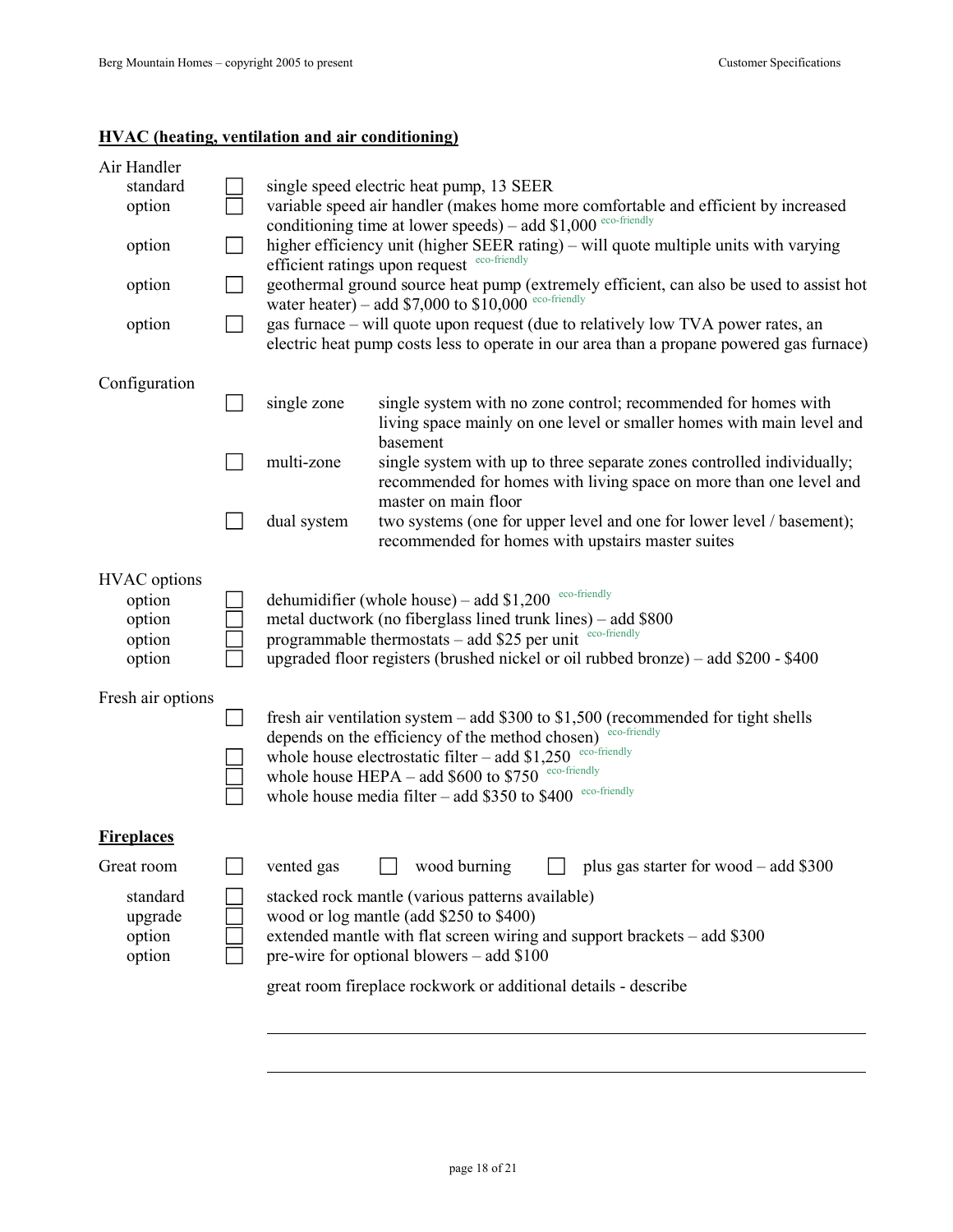## HVAC (heating, ventilation and air conditioning)

**Air Handler**

- standard ☐ single speed electric heat pump, 13 SEER
- option ☐ variable speed air handler (makes home more comfortable and efficient by increased conditioning time at lower speeds) – add $1,000 eco-friendly
- option ☐ higher efficiency unit (higher SEER rating) – will quote multiple units with varying efficient ratings upon request eco-friendly
- option ☐ geothermal ground source heat pump (extremely efficient, can also be used to assist hot water heater) – add $7,000 to $10,000 eco-friendly
- option ☐ gas furnace – will quote upon request (due to relatively low TVA power rates, an electric heat pump costs less to operate in our area than a propane powered gas furnace)

**Configuration**

- ☐ single zone — single system with no zone control; recommended for homes with living space mainly on one level or smaller homes with main level and basement
- ☐ multi-zone — single system with up to three separate zones controlled individually; recommended for homes with living space on more than one level and master on main floor
- ☐ dual system — two systems (one for upper level and one for lower level / basement); recommended for homes with upstairs master suites

**HVAC options**

- option ☐ dehumidifier (whole house) – add $1,200 eco-friendly
- option ☐ metal ductwork (no fiberglass lined trunk lines) – add $800
- option ☐ programmable thermostats – add $25 per unit eco-friendly
- option ☐ upgraded floor registers (brushed nickel or oil rubbed bronze) – add $200 - $400

**Fresh air options**

- ☐ fresh air ventilation system – add $300 to $1,500 (recommended for tight shells depends on the efficiency of the method chosen) eco-friendly
- ☐ whole house electrostatic filter – add $1,250 eco-friendly
- ☐ whole house HEPA – add $600 to $750 eco-friendly
- ☐ whole house media filter – add $350 to $400 eco-friendly

## Fireplaces

Great room ☐ vented gas ☐ wood burning ☐ plus gas starter for wood – add $300

- standard ☐ stacked rock mantle (various patterns available)
- upgrade ☐ wood or log mantle (add $250 to $400)
- option ☐ extended mantle with flat screen wiring and support brackets – add $300
- option ☐ pre-wire for optional blowers – add $100

great room fireplace rockwork or additional details - describe

\_\_\_\_\_\_\_\_\_\_\_\_\_\_\_\_\_\_\_\_\_\_\_\_\_\_\_\_\_\_\_\_\_\_\_\_\_\_\_\_\_\_\_\_\_\_\_\_\_\_\_\_\_\_\_\_

\_\_\_\_\_\_\_\_\_\_\_\_\_\_\_\_\_\_\_\_\_\_\_\_\_\_\_\_\_\_\_\_\_\_\_\_\_\_\_\_\_\_\_\_\_\_\_\_\_\_\_\_\_\_\_\_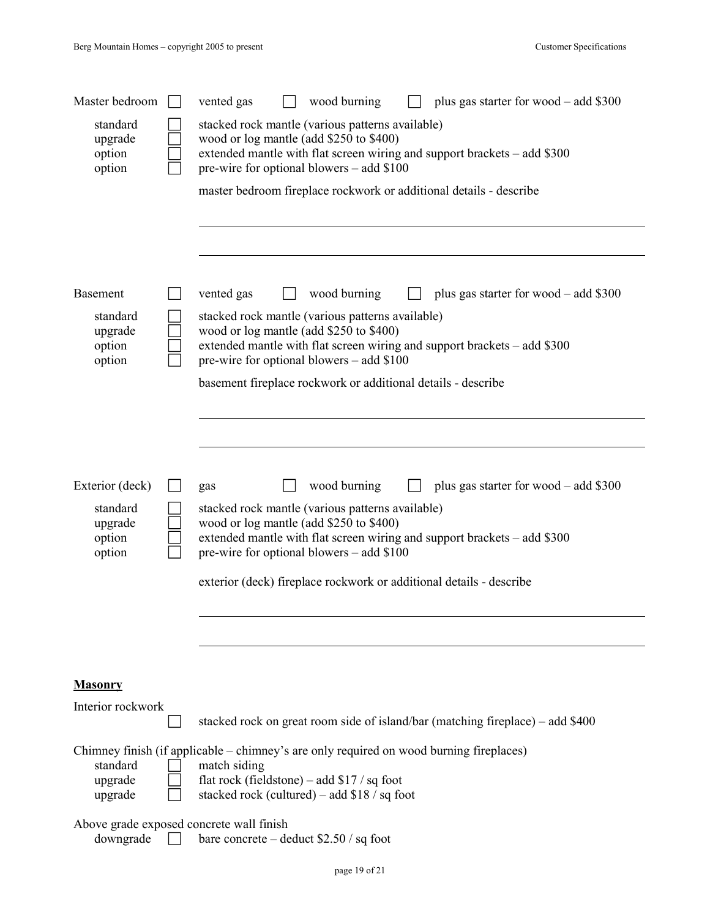Master bedroom ☐ vented gas ☐ wood burning ☐ plus gas starter for wood – add $300

- standard ☐ stacked rock mantle (various patterns available)
- upgrade ☐ wood or log mantle (add $250 to $400)
- option ☐ extended mantle with flat screen wiring and support brackets – add $300
- option ☐ pre-wire for optional blowers – add $100

master bedroom fireplace rockwork or additional details - describe

\_\_\_\_\_\_\_\_\_\_\_\_\_\_\_\_\_\_\_\_\_\_\_\_\_\_\_\_\_\_\_\_\_\_\_\_\_\_\_\_\_\_\_\_\_\_\_\_

\_\_\_\_\_\_\_\_\_\_\_\_\_\_\_\_\_\_\_\_\_\_\_\_\_\_\_\_\_\_\_\_\_\_\_\_\_\_\_\_\_\_\_\_\_\_\_\_

Basement ☐ vented gas ☐ wood burning ☐ plus gas starter for wood – add $300

- standard ☐ stacked rock mantle (various patterns available)
- upgrade ☐ wood or log mantle (add $250 to $400)
- option ☐ extended mantle with flat screen wiring and support brackets – add $300
- option ☐ pre-wire for optional blowers – add $100

basement fireplace rockwork or additional details - describe

\_\_\_\_\_\_\_\_\_\_\_\_\_\_\_\_\_\_\_\_\_\_\_\_\_\_\_\_\_\_\_\_\_\_\_\_\_\_\_\_\_\_\_\_\_\_\_\_

\_\_\_\_\_\_\_\_\_\_\_\_\_\_\_\_\_\_\_\_\_\_\_\_\_\_\_\_\_\_\_\_\_\_\_\_\_\_\_\_\_\_\_\_\_\_\_\_

Exterior (deck) ☐ gas ☐ wood burning ☐ plus gas starter for wood – add $300

- standard ☐ stacked rock mantle (various patterns available)
- upgrade ☐ wood or log mantle (add $250 to $400)
- option ☐ extended mantle with flat screen wiring and support brackets – add $300
- option ☐ pre-wire for optional blowers – add $100

exterior (deck) fireplace rockwork or additional details - describe

\_\_\_\_\_\_\_\_\_\_\_\_\_\_\_\_\_\_\_\_\_\_\_\_\_\_\_\_\_\_\_\_\_\_\_\_\_\_\_\_\_\_\_\_\_\_\_\_

\_\_\_\_\_\_\_\_\_\_\_\_\_\_\_\_\_\_\_\_\_\_\_\_\_\_\_\_\_\_\_\_\_\_\_\_\_\_\_\_\_\_\_\_\_\_\_\_

## **Masonry**

Interior rockwork

- ☐ stacked rock on great room side of island/bar (matching fireplace) – add $400

Chimney finish (if applicable – chimney's are only required on wood burning fireplaces)

- standard ☐ match siding
- upgrade ☐ flat rock (fieldstone) – add $17 / sq foot
- upgrade ☐ stacked rock (cultured) – add $18 / sq foot

Above grade exposed concrete wall finish

- downgrade ☐ bare concrete – deduct $2.50 / sq foot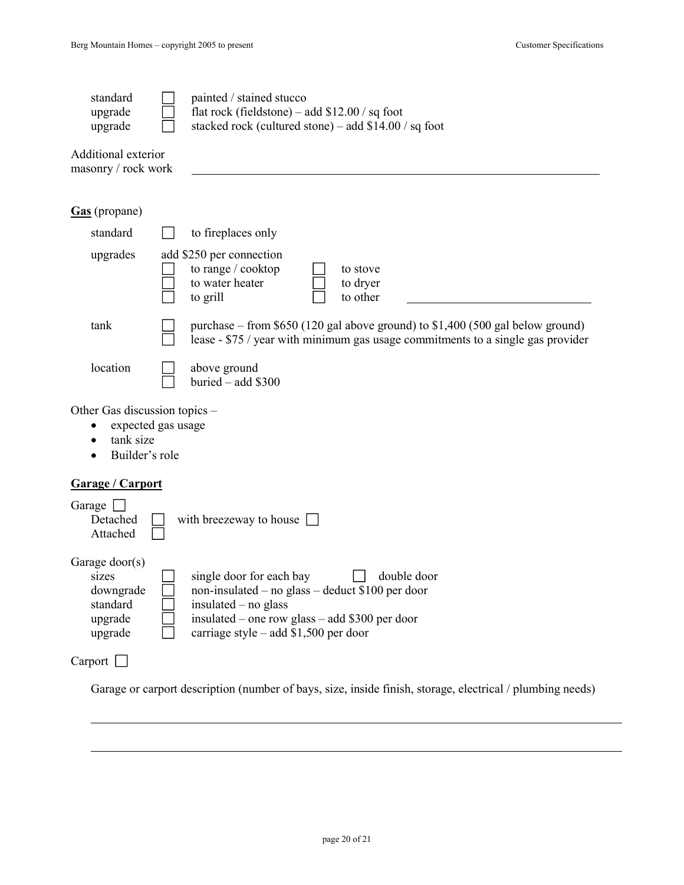| | | |
|---|---|---|
| standard | ☐ | painted / stained stucco |
| upgrade | ☐ | flat rock (fieldstone) – add $12.00 / sq foot |
| upgrade | ☐ | stacked rock (cultured stone) – add $14.00 / sq foot |

Additional exterior masonry / rock work \_\_\_\_\_\_\_\_\_\_\_\_\_\_\_\_\_\_\_\_\_\_\_\_\_\_\_\_\_\_\_\_\_\_\_\_\_\_\_\_

**<u>Gas</u>** (propane)

standard ☐ to fireplaces only

upgrades add $250 per connection

- ☐ to range / cooktop ☐ to stove
- ☐ to water heater ☐ to dryer
- ☐ to grill ☐ to other \_\_\_\_\_\_\_\_\_\_\_\_\_\_\_\_\_\_\_\_

tank
- ☐ purchase – from $650 (120 gal above ground) to $1,400 (500 gal below ground)
- ☐ lease - $75 / year with minimum gas usage commitments to a single gas provider

location
- ☐ above ground
- ☐ buried – add $300

Other Gas discussion topics –
- expected gas usage
- tank size
- Builder's role

**<u>Garage / Carport</u>**

Garage ☐
- Detached ☐ with breezeway to house ☐
- Attached ☐

Garage door(s)

| | | |
|---|---|---|
| sizes | ☐ | single door for each bay ☐ double door |
| downgrade | ☐ | non-insulated – no glass – deduct $100 per door |
| standard | ☐ | insulated – no glass |
| upgrade | ☐ | insulated – one row glass – add $300 per door |
| upgrade | ☐ | carriage style – add $1,500 per door |

Carport ☐

Garage or carport description (number of bays, size, inside finish, storage, electrical / plumbing needs)

\_\_\_\_\_\_\_\_\_\_\_\_\_\_\_\_\_\_\_\_\_\_\_\_\_\_\_\_\_\_\_\_\_\_\_\_\_\_\_\_\_\_\_\_\_\_\_\_\_\_\_\_\_\_\_\_

\_\_\_\_\_\_\_\_\_\_\_\_\_\_\_\_\_\_\_\_\_\_\_\_\_\_\_\_\_\_\_\_\_\_\_\_\_\_\_\_\_\_\_\_\_\_\_\_\_\_\_\_\_\_\_\_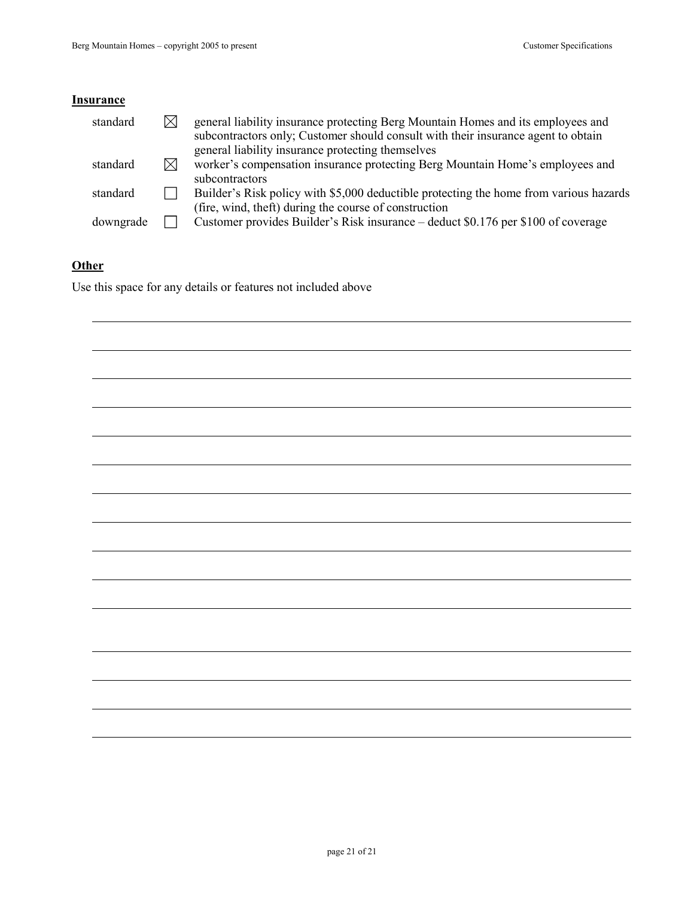## Insurance

| | | |
|---|---|---|
| standard | ☒ | general liability insurance protecting Berg Mountain Homes and its employees and subcontractors only; Customer should consult with their insurance agent to obtain general liability insurance protecting themselves |
| standard | ☒ | worker's compensation insurance protecting Berg Mountain Home's employees and subcontractors |
| standard | ☐ | Builder's Risk policy with $5,000 deductible protecting the home from various hazards (fire, wind, theft) during the course of construction |
| downgrade | ☐ | Customer provides Builder's Risk insurance – deduct $0.176 per $100 of coverage |

## Other

Use this space for any details or features not included above

______________________________________________________________________________

______________________________________________________________________________

______________________________________________________________________________

______________________________________________________________________________

______________________________________________________________________________

______________________________________________________________________________

______________________________________________________________________________

______________________________________________________________________________

______________________________________________________________________________

______________________________________________________________________________

______________________________________________________________________________

______________________________________________________________________________

______________________________________________________________________________

______________________________________________________________________________

______________________________________________________________________________